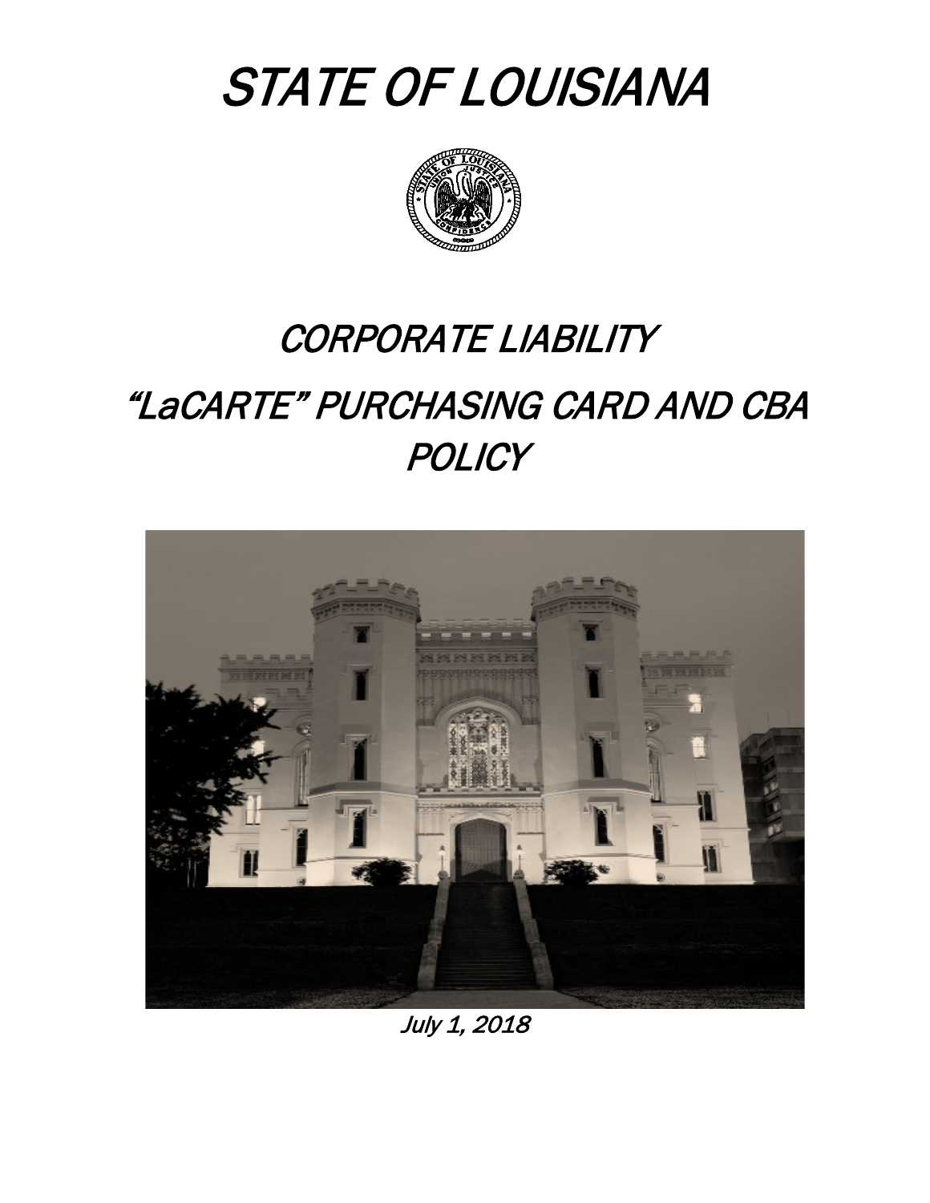# STATE OF LOUISIANA

# CORPORATE LIABILITY

# "LaCARTE" PURCHASING CARD AND CBA POLICY

*July 1, 2018*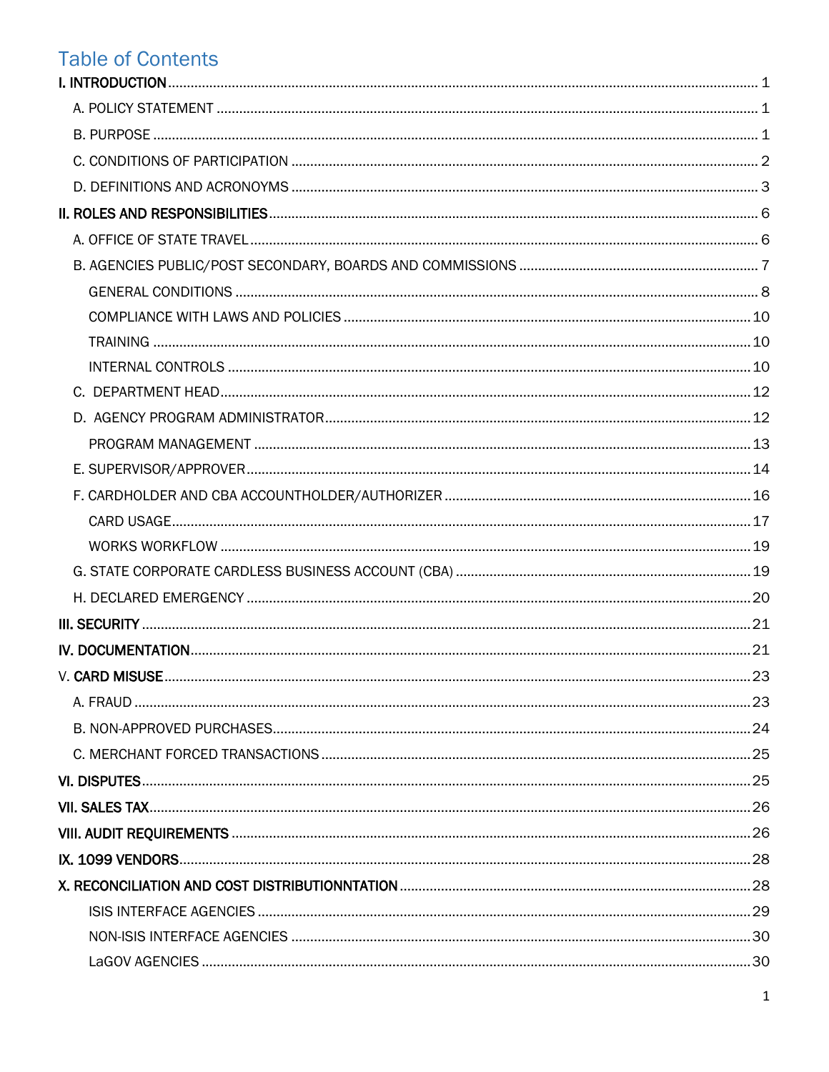# Table of Contents

I. INTRODUCTION .......... 1

- A. POLICY STATEMENT .......... 1
- B. PURPOSE .......... 1
- C. CONDITIONS OF PARTICIPATION .......... 2
- D. DEFINITIONS AND ACRONOYMS .......... 3

II. ROLES AND RESPONSIBILITIES .......... 6

- A. OFFICE OF STATE TRAVEL .......... 6
- B. AGENCIES PUBLIC/POST SECONDARY, BOARDS AND COMMISSIONS .......... 7
  - GENERAL CONDITIONS .......... 8
  - COMPLIANCE WITH LAWS AND POLICIES .......... 10
  - TRAINING .......... 10
  - INTERNAL CONTROLS .......... 10
- C. DEPARTMENT HEAD .......... 12
- D. AGENCY PROGRAM ADMINISTRATOR .......... 12
  - PROGRAM MANAGEMENT .......... 13
- E. SUPERVISOR/APPROVER .......... 14
- F. CARDHOLDER AND CBA ACCOUNTHOLDER/AUTHORIZER .......... 16
  - CARD USAGE .......... 17
  - WORKS WORKFLOW .......... 19
- G. STATE CORPORATE CARDLESS BUSINESS ACCOUNT (CBA) .......... 19
- H. DECLARED EMERGENCY .......... 20

III. SECURITY .......... 21

IV. DOCUMENTATION .......... 21

V. CARD MISUSE .......... 23

- A. FRAUD .......... 23
- B. NON-APPROVED PURCHASES .......... 24
- C. MERCHANT FORCED TRANSACTIONS .......... 25

VI. DISPUTES .......... 25

VII. SALES TAX .......... 26

VIII. AUDIT REQUIREMENTS .......... 26

IX. 1099 VENDORS .......... 28

X. RECONCILIATION AND COST DISTRIBUTIONNTATION .......... 28

- ISIS INTERFACE AGENCIES .......... 29
- NON-ISIS INTERFACE AGENCIES .......... 30
- LaGOV AGENCIES .......... 30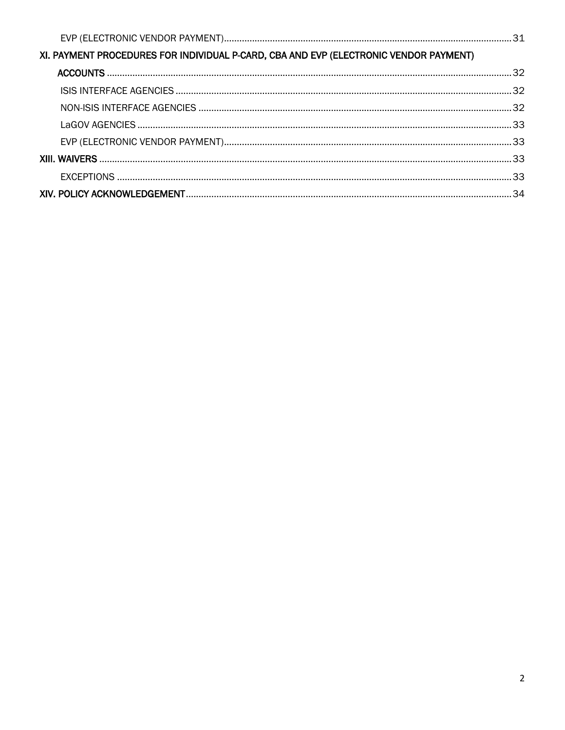EVP (ELECTRONIC VENDOR PAYMENT) ........ 31

**XI. PAYMENT PROCEDURES FOR INDIVIDUAL P-CARD, CBA AND EVP (ELECTRONIC VENDOR PAYMENT) ACCOUNTS** ........ 32

ISIS INTERFACE AGENCIES ........ 32

NON-ISIS INTERFACE AGENCIES ........ 32

LaGOV AGENCIES ........ 33

EVP (ELECTRONIC VENDOR PAYMENT) ........ 33

**XIII. WAIVERS** ........ 33

EXCEPTIONS ........ 33

**XIV. POLICY ACKNOWLEDGEMENT** ........ 34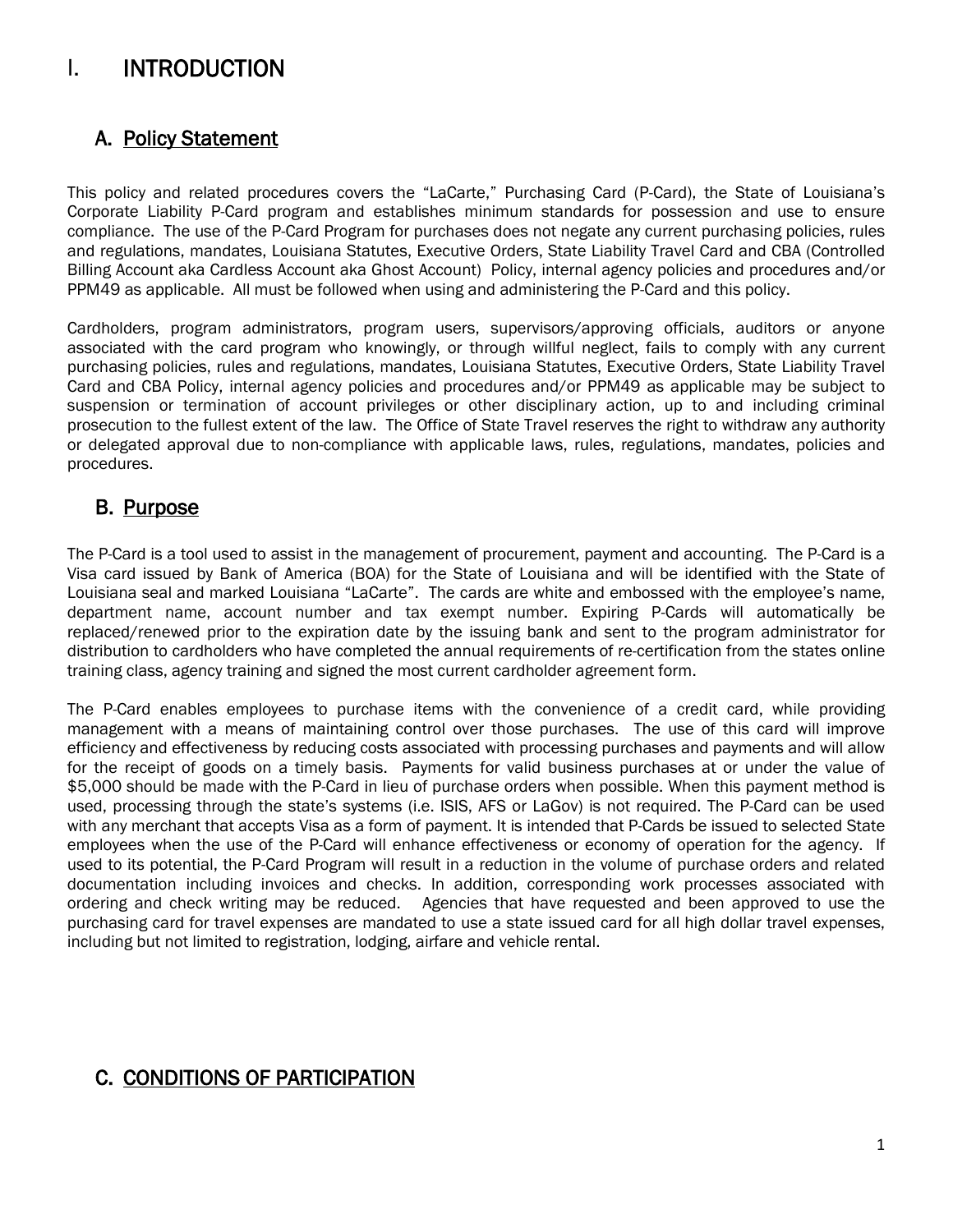# I. INTRODUCTION

## A. Policy Statement

This policy and related procedures covers the "LaCarte," Purchasing Card (P-Card), the State of Louisiana's Corporate Liability P-Card program and establishes minimum standards for possession and use to ensure compliance. The use of the P-Card Program for purchases does not negate any current purchasing policies, rules and regulations, mandates, Louisiana Statutes, Executive Orders, State Liability Travel Card and CBA (Controlled Billing Account aka Cardless Account aka Ghost Account) Policy, internal agency policies and procedures and/or PPM49 as applicable. All must be followed when using and administering the P-Card and this policy.

Cardholders, program administrators, program users, supervisors/approving officials, auditors or anyone associated with the card program who knowingly, or through willful neglect, fails to comply with any current purchasing policies, rules and regulations, mandates, Louisiana Statutes, Executive Orders, State Liability Travel Card and CBA Policy, internal agency policies and procedures and/or PPM49 as applicable may be subject to suspension or termination of account privileges or other disciplinary action, up to and including criminal prosecution to the fullest extent of the law. The Office of State Travel reserves the right to withdraw any authority or delegated approval due to non-compliance with applicable laws, rules, regulations, mandates, policies and procedures.

## B. Purpose

The P-Card is a tool used to assist in the management of procurement, payment and accounting. The P-Card is a Visa card issued by Bank of America (BOA) for the State of Louisiana and will be identified with the State of Louisiana seal and marked Louisiana "LaCarte". The cards are white and embossed with the employee's name, department name, account number and tax exempt number. Expiring P-Cards will automatically be replaced/renewed prior to the expiration date by the issuing bank and sent to the program administrator for distribution to cardholders who have completed the annual requirements of re-certification from the states online training class, agency training and signed the most current cardholder agreement form.

The P-Card enables employees to purchase items with the convenience of a credit card, while providing management with a means of maintaining control over those purchases. The use of this card will improve efficiency and effectiveness by reducing costs associated with processing purchases and payments and will allow for the receipt of goods on a timely basis. Payments for valid business purchases at or under the value of $5,000 should be made with the P-Card in lieu of purchase orders when possible. When this payment method is used, processing through the state's systems (i.e. ISIS, AFS or LaGov) is not required. The P-Card can be used with any merchant that accepts Visa as a form of payment. It is intended that P-Cards be issued to selected State employees when the use of the P-Card will enhance effectiveness or economy of operation for the agency. If used to its potential, the P-Card Program will result in a reduction in the volume of purchase orders and related documentation including invoices and checks. In addition, corresponding work processes associated with ordering and check writing may be reduced. Agencies that have requested and been approved to use the purchasing card for travel expenses are mandated to use a state issued card for all high dollar travel expenses, including but not limited to registration, lodging, airfare and vehicle rental.

## C. CONDITIONS OF PARTICIPATION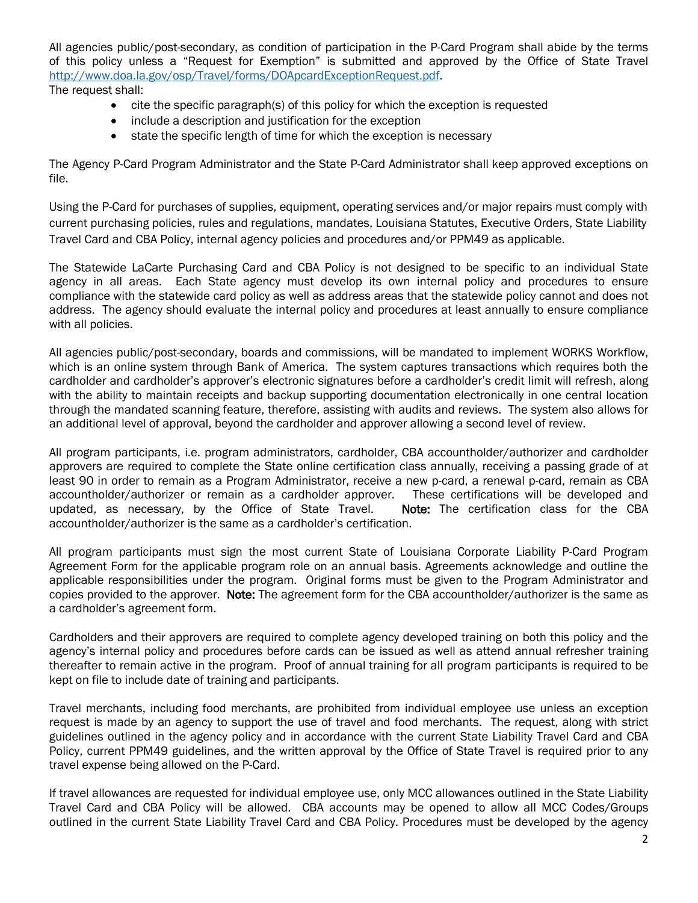All agencies public/post-secondary, as condition of participation in the P-Card Program shall abide by the terms of this policy unless a "Request for Exemption" is submitted and approved by the Office of State Travel http://www.doa.la.gov/osp/Travel/forms/DOApcardExceptionRequest.pdf.

The request shall:

- cite the specific paragraph(s) of this policy for which the exception is requested
- include a description and justification for the exception
- state the specific length of time for which the exception is necessary

The Agency P-Card Program Administrator and the State P-Card Administrator shall keep approved exceptions on file.

Using the P-Card for purchases of supplies, equipment, operating services and/or major repairs must comply with current purchasing policies, rules and regulations, mandates, Louisiana Statutes, Executive Orders, State Liability Travel Card and CBA Policy, internal agency policies and procedures and/or PPM49 as applicable.

The Statewide LaCarte Purchasing Card and CBA Policy is not designed to be specific to an individual State agency in all areas. Each State agency must develop its own internal policy and procedures to ensure compliance with the statewide card policy as well as address areas that the statewide policy cannot and does not address. The agency should evaluate the internal policy and procedures at least annually to ensure compliance with all policies.

All agencies public/post-secondary, boards and commissions, will be mandated to implement WORKS Workflow, which is an online system through Bank of America. The system captures transactions which requires both the cardholder and cardholder's approver's electronic signatures before a cardholder's credit limit will refresh, along with the ability to maintain receipts and backup supporting documentation electronically in one central location through the mandated scanning feature, therefore, assisting with audits and reviews. The system also allows for an additional level of approval, beyond the cardholder and approver allowing a second level of review.

All program participants, i.e. program administrators, cardholder, CBA accountholder/authorizer and cardholder approvers are required to complete the State online certification class annually, receiving a passing grade of at least 90 in order to remain as a Program Administrator, receive a new p-card, a renewal p-card, remain as CBA accountholder/authorizer or remain as a cardholder approver. These certifications will be developed and updated, as necessary, by the Office of State Travel. **Note:** The certification class for the CBA accountholder/authorizer is the same as a cardholder's certification.

All program participants must sign the most current State of Louisiana Corporate Liability P-Card Program Agreement Form for the applicable program role on an annual basis. Agreements acknowledge and outline the applicable responsibilities under the program. Original forms must be given to the Program Administrator and copies provided to the approver. **Note:** The agreement form for the CBA accountholder/authorizer is the same as a cardholder's agreement form.

Cardholders and their approvers are required to complete agency developed training on both this policy and the agency's internal policy and procedures before cards can be issued as well as attend annual refresher training thereafter to remain active in the program. Proof of annual training for all program participants is required to be kept on file to include date of training and participants.

Travel merchants, including food merchants, are prohibited from individual employee use unless an exception request is made by an agency to support the use of travel and food merchants. The request, along with strict guidelines outlined in the agency policy and in accordance with the current State Liability Travel Card and CBA Policy, current PPM49 guidelines, and the written approval by the Office of State Travel is required prior to any travel expense being allowed on the P-Card.

If travel allowances are requested for individual employee use, only MCC allowances outlined in the State Liability Travel Card and CBA Policy will be allowed. CBA accounts may be opened to allow all MCC Codes/Groups outlined in the current State Liability Travel Card and CBA Policy. Procedures must be developed by the agency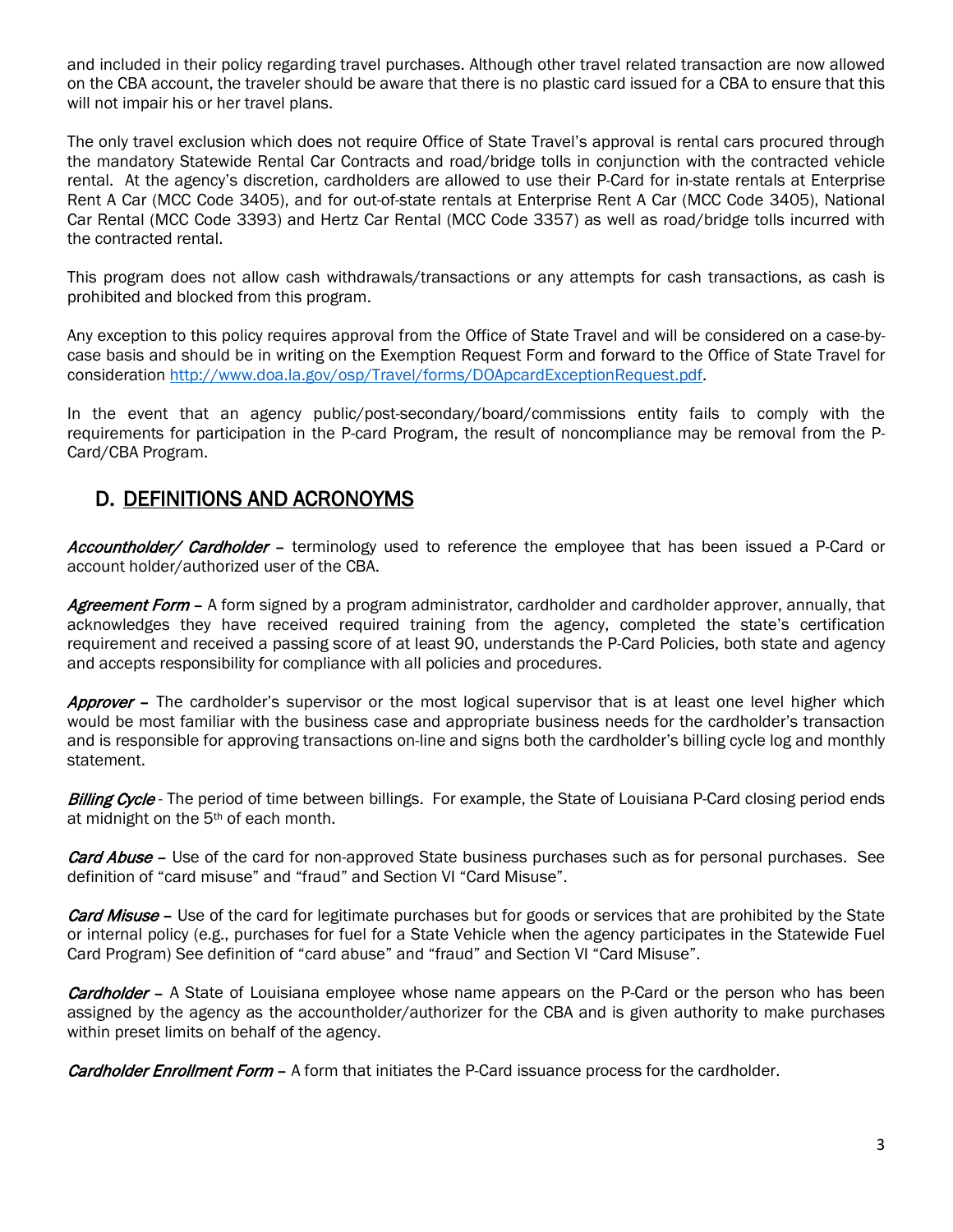and included in their policy regarding travel purchases. Although other travel related transaction are now allowed on the CBA account, the traveler should be aware that there is no plastic card issued for a CBA to ensure that this will not impair his or her travel plans.

The only travel exclusion which does not require Office of State Travel's approval is rental cars procured through the mandatory Statewide Rental Car Contracts and road/bridge tolls in conjunction with the contracted vehicle rental. At the agency's discretion, cardholders are allowed to use their P-Card for in-state rentals at Enterprise Rent A Car (MCC Code 3405), and for out-of-state rentals at Enterprise Rent A Car (MCC Code 3405), National Car Rental (MCC Code 3393) and Hertz Car Rental (MCC Code 3357) as well as road/bridge tolls incurred with the contracted rental.

This program does not allow cash withdrawals/transactions or any attempts for cash transactions, as cash is prohibited and blocked from this program.

Any exception to this policy requires approval from the Office of State Travel and will be considered on a case-by-case basis and should be in writing on the Exemption Request Form and forward to the Office of State Travel for consideration http://www.doa.la.gov/osp/Travel/forms/DOApcardExceptionRequest.pdf.

In the event that an agency public/post-secondary/board/commissions entity fails to comply with the requirements for participation in the P-card Program, the result of noncompliance may be removal from the P-Card/CBA Program.

## D. DEFINITIONS AND ACRONOYMS

***Accountholder/ Cardholder*** – terminology used to reference the employee that has been issued a P-Card or account holder/authorized user of the CBA.

***Agreement Form*** – A form signed by a program administrator, cardholder and cardholder approver, annually, that acknowledges they have received required training from the agency, completed the state's certification requirement and received a passing score of at least 90, understands the P-Card Policies, both state and agency and accepts responsibility for compliance with all policies and procedures.

***Approver*** – The cardholder's supervisor or the most logical supervisor that is at least one level higher which would be most familiar with the business case and appropriate business needs for the cardholder's transaction and is responsible for approving transactions on-line and signs both the cardholder's billing cycle log and monthly statement.

***Billing Cycle*** - The period of time between billings. For example, the State of Louisiana P-Card closing period ends at midnight on the 5th of each month.

***Card Abuse*** – Use of the card for non-approved State business purchases such as for personal purchases. See definition of "card misuse" and "fraud" and Section VI "Card Misuse".

***Card Misuse*** – Use of the card for legitimate purchases but for goods or services that are prohibited by the State or internal policy (e.g., purchases for fuel for a State Vehicle when the agency participates in the Statewide Fuel Card Program) See definition of "card abuse" and "fraud" and Section VI "Card Misuse".

***Cardholder*** – A State of Louisiana employee whose name appears on the P-Card or the person who has been assigned by the agency as the accountholder/authorizer for the CBA and is given authority to make purchases within preset limits on behalf of the agency.

***Cardholder Enrollment Form*** – A form that initiates the P-Card issuance process for the cardholder.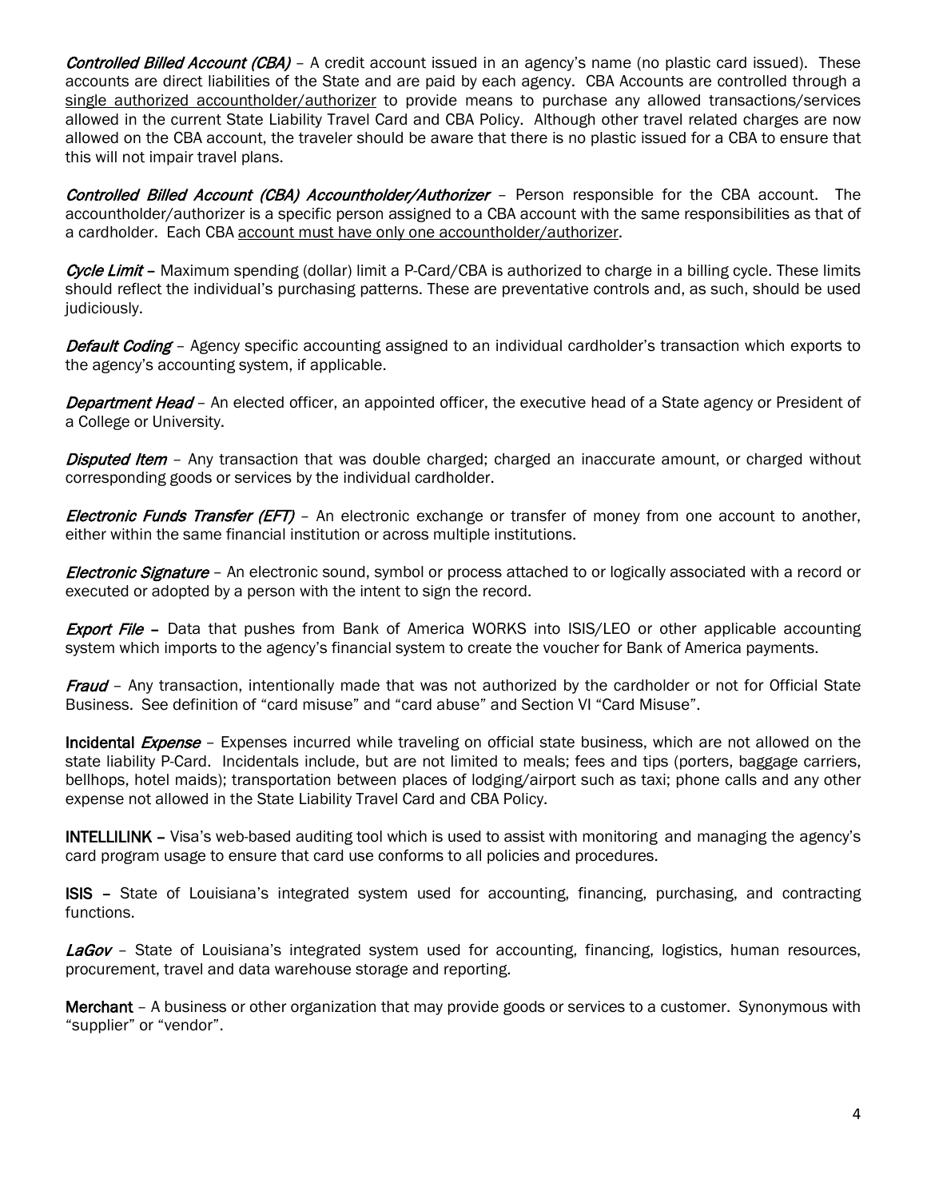*Controlled Billed Account (CBA)* – A credit account issued in an agency's name (no plastic card issued). These accounts are direct liabilities of the State and are paid by each agency. CBA Accounts are controlled through a single authorized accountholder/authorizer to provide means to purchase any allowed transactions/services allowed in the current State Liability Travel Card and CBA Policy. Although other travel related charges are now allowed on the CBA account, the traveler should be aware that there is no plastic issued for a CBA to ensure that this will not impair travel plans.

*Controlled Billed Account (CBA) Accountholder/Authorizer* – Person responsible for the CBA account. The accountholder/authorizer is a specific person assigned to a CBA account with the same responsibilities as that of a cardholder. Each CBA account must have only one accountholder/authorizer.

*Cycle Limit* – Maximum spending (dollar) limit a P-Card/CBA is authorized to charge in a billing cycle. These limits should reflect the individual's purchasing patterns. These are preventative controls and, as such, should be used judiciously.

*Default Coding* – Agency specific accounting assigned to an individual cardholder's transaction which exports to the agency's accounting system, if applicable.

*Department Head* – An elected officer, an appointed officer, the executive head of a State agency or President of a College or University.

*Disputed Item* – Any transaction that was double charged; charged an inaccurate amount, or charged without corresponding goods or services by the individual cardholder.

*Electronic Funds Transfer (EFT)* – An electronic exchange or transfer of money from one account to another, either within the same financial institution or across multiple institutions.

*Electronic Signature* – An electronic sound, symbol or process attached to or logically associated with a record or executed or adopted by a person with the intent to sign the record.

*Export File* – Data that pushes from Bank of America WORKS into ISIS/LEO or other applicable accounting system which imports to the agency's financial system to create the voucher for Bank of America payments.

*Fraud* – Any transaction, intentionally made that was not authorized by the cardholder or not for Official State Business. See definition of "card misuse" and "card abuse" and Section VI "Card Misuse".

**Incidental** *Expense* – Expenses incurred while traveling on official state business, which are not allowed on the state liability P-Card. Incidentals include, but are not limited to meals; fees and tips (porters, baggage carriers, bellhops, hotel maids); transportation between places of lodging/airport such as taxi; phone calls and any other expense not allowed in the State Liability Travel Card and CBA Policy.

**INTELLILINK** – Visa's web-based auditing tool which is used to assist with monitoring and managing the agency's card program usage to ensure that card use conforms to all policies and procedures.

**ISIS** – State of Louisiana's integrated system used for accounting, financing, purchasing, and contracting functions.

*LaGov* – State of Louisiana's integrated system used for accounting, financing, logistics, human resources, procurement, travel and data warehouse storage and reporting.

**Merchant** – A business or other organization that may provide goods or services to a customer. Synonymous with "supplier" or "vendor".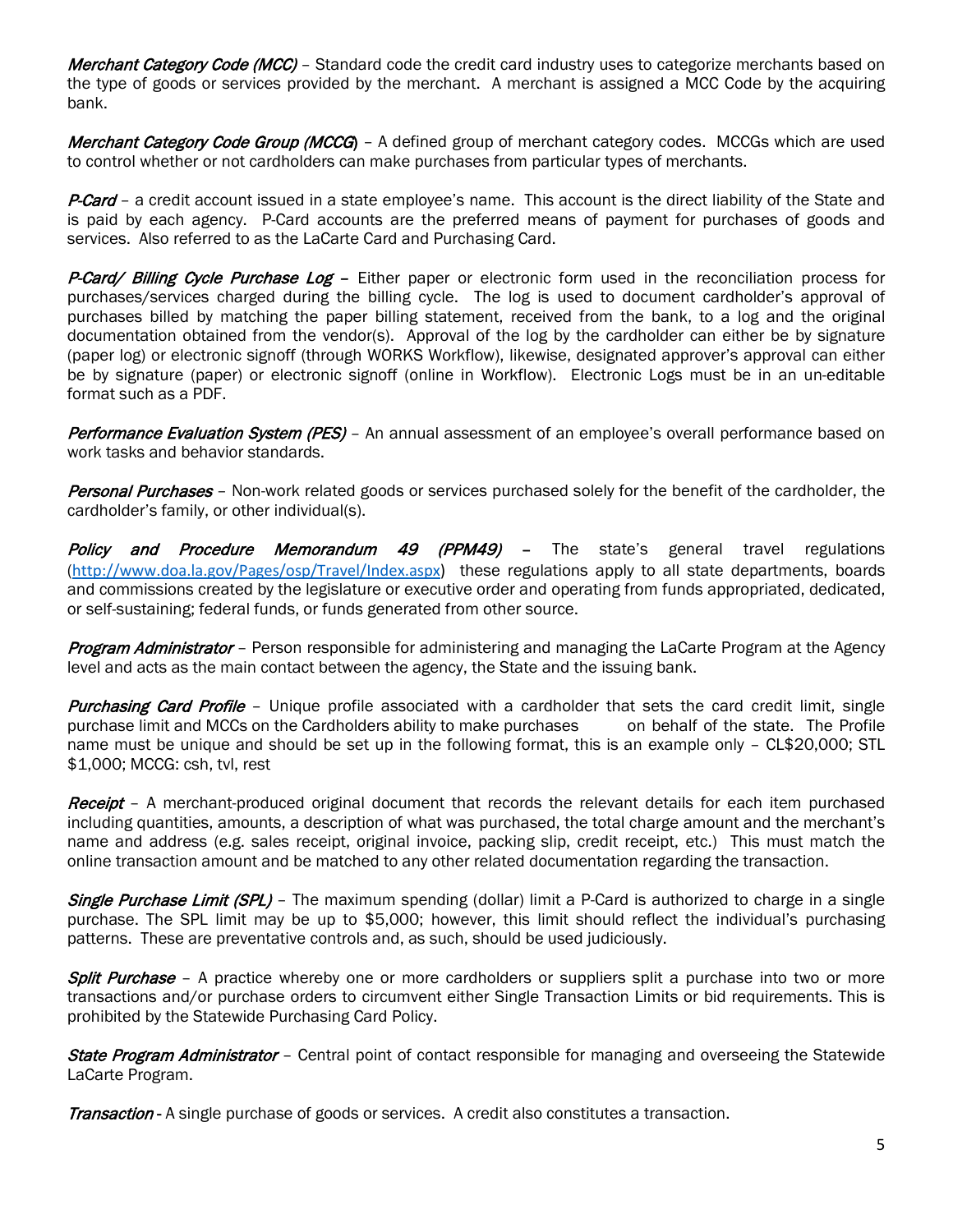*Merchant Category Code (MCC)* – Standard code the credit card industry uses to categorize merchants based on the type of goods or services provided by the merchant. A merchant is assigned a MCC Code by the acquiring bank.

*Merchant Category Code Group (MCCG*) – A defined group of merchant category codes. MCCGs which are used to control whether or not cardholders can make purchases from particular types of merchants.

*P-Card* – a credit account issued in a state employee's name. This account is the direct liability of the State and is paid by each agency. P-Card accounts are the preferred means of payment for purchases of goods and services. Also referred to as the LaCarte Card and Purchasing Card.

*P-Card/ Billing Cycle Purchase Log* – Either paper or electronic form used in the reconciliation process for purchases/services charged during the billing cycle. The log is used to document cardholder's approval of purchases billed by matching the paper billing statement, received from the bank, to a log and the original documentation obtained from the vendor(s). Approval of the log by the cardholder can either be by signature (paper log) or electronic signoff (through WORKS Workflow), likewise, designated approver's approval can either be by signature (paper) or electronic signoff (online in Workflow). Electronic Logs must be in an un-editable format such as a PDF.

*Performance Evaluation System (PES)* – An annual assessment of an employee's overall performance based on work tasks and behavior standards.

*Personal Purchases* – Non-work related goods or services purchased solely for the benefit of the cardholder, the cardholder's family, or other individual(s).

*Policy and Procedure Memorandum 49 (PPM49)* – The state's general travel regulations (http://www.doa.la.gov/Pages/osp/Travel/Index.aspx) these regulations apply to all state departments, boards and commissions created by the legislature or executive order and operating from funds appropriated, dedicated, or self-sustaining; federal funds, or funds generated from other source.

*Program Administrator* – Person responsible for administering and managing the LaCarte Program at the Agency level and acts as the main contact between the agency, the State and the issuing bank.

*Purchasing Card Profile* – Unique profile associated with a cardholder that sets the card credit limit, single purchase limit and MCCs on the Cardholders ability to make purchases on behalf of the state. The Profile name must be unique and should be set up in the following format, this is an example only – CL$20,000; STL $1,000; MCCG: csh, tvl, rest

*Receipt* – A merchant-produced original document that records the relevant details for each item purchased including quantities, amounts, a description of what was purchased, the total charge amount and the merchant's name and address (e.g. sales receipt, original invoice, packing slip, credit receipt, etc.) This must match the online transaction amount and be matched to any other related documentation regarding the transaction.

*Single Purchase Limit (SPL)* – The maximum spending (dollar) limit a P-Card is authorized to charge in a single purchase. The SPL limit may be up to $5,000; however, this limit should reflect the individual's purchasing patterns. These are preventative controls and, as such, should be used judiciously.

*Split Purchase* – A practice whereby one or more cardholders or suppliers split a purchase into two or more transactions and/or purchase orders to circumvent either Single Transaction Limits or bid requirements. This is prohibited by the Statewide Purchasing Card Policy.

*State Program Administrator* – Central point of contact responsible for managing and overseeing the Statewide LaCarte Program.

*Transaction* - A single purchase of goods or services. A credit also constitutes a transaction.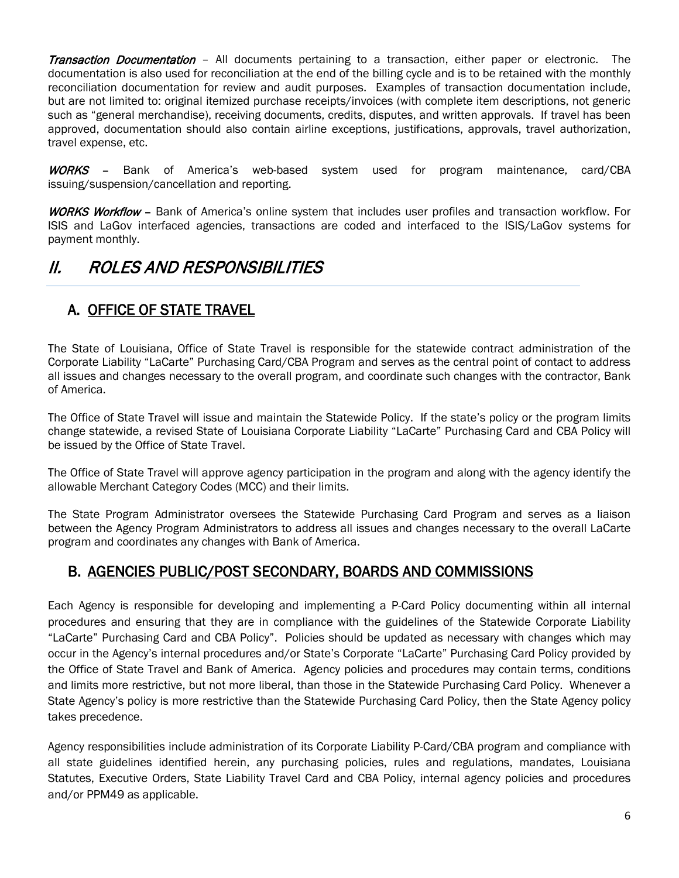*Transaction Documentation* – All documents pertaining to a transaction, either paper or electronic. The documentation is also used for reconciliation at the end of the billing cycle and is to be retained with the monthly reconciliation documentation for review and audit purposes. Examples of transaction documentation include, but are not limited to: original itemized purchase receipts/invoices (with complete item descriptions, not generic such as "general merchandise), receiving documents, credits, disputes, and written approvals. If travel has been approved, documentation should also contain airline exceptions, justifications, approvals, travel authorization, travel expense, etc.

*WORKS* – Bank of America's web-based system used for program maintenance, card/CBA issuing/suspension/cancellation and reporting.

*WORKS Workflow* – Bank of America's online system that includes user profiles and transaction workflow. For ISIS and LaGov interfaced agencies, transactions are coded and interfaced to the ISIS/LaGov systems for payment monthly.

# *II. ROLES AND RESPONSIBILITIES*

## A. OFFICE OF STATE TRAVEL

The State of Louisiana, Office of State Travel is responsible for the statewide contract administration of the Corporate Liability "LaCarte" Purchasing Card/CBA Program and serves as the central point of contact to address all issues and changes necessary to the overall program, and coordinate such changes with the contractor, Bank of America.

The Office of State Travel will issue and maintain the Statewide Policy. If the state's policy or the program limits change statewide, a revised State of Louisiana Corporate Liability "LaCarte" Purchasing Card and CBA Policy will be issued by the Office of State Travel.

The Office of State Travel will approve agency participation in the program and along with the agency identify the allowable Merchant Category Codes (MCC) and their limits.

The State Program Administrator oversees the Statewide Purchasing Card Program and serves as a liaison between the Agency Program Administrators to address all issues and changes necessary to the overall LaCarte program and coordinates any changes with Bank of America.

## B. AGENCIES PUBLIC/POST SECONDARY, BOARDS AND COMMISSIONS

Each Agency is responsible for developing and implementing a P-Card Policy documenting within all internal procedures and ensuring that they are in compliance with the guidelines of the Statewide Corporate Liability "LaCarte" Purchasing Card and CBA Policy". Policies should be updated as necessary with changes which may occur in the Agency's internal procedures and/or State's Corporate "LaCarte" Purchasing Card Policy provided by the Office of State Travel and Bank of America. Agency policies and procedures may contain terms, conditions and limits more restrictive, but not more liberal, than those in the Statewide Purchasing Card Policy. Whenever a State Agency's policy is more restrictive than the Statewide Purchasing Card Policy, then the State Agency policy takes precedence.

Agency responsibilities include administration of its Corporate Liability P-Card/CBA program and compliance with all state guidelines identified herein, any purchasing policies, rules and regulations, mandates, Louisiana Statutes, Executive Orders, State Liability Travel Card and CBA Policy, internal agency policies and procedures and/or PPM49 as applicable.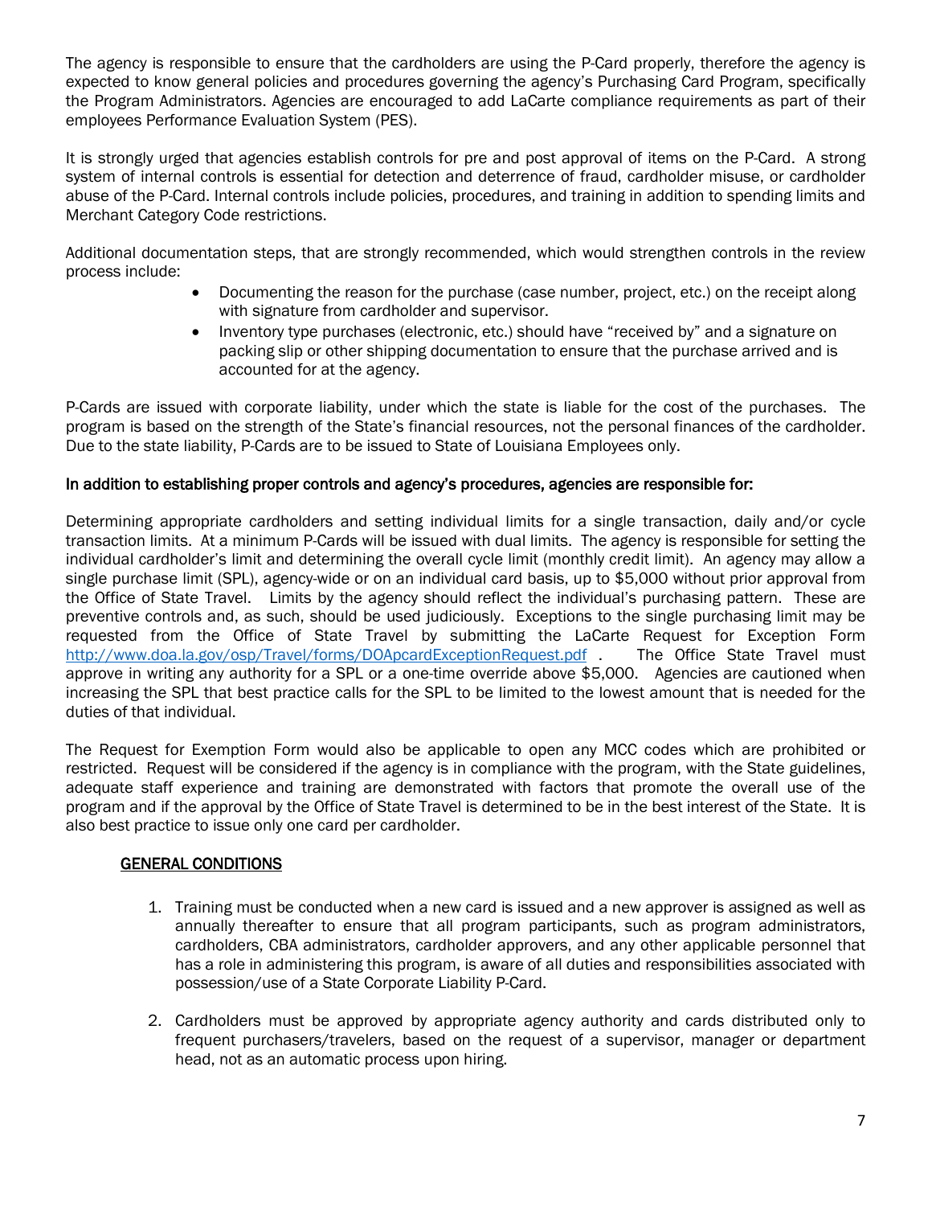The agency is responsible to ensure that the cardholders are using the P-Card properly, therefore the agency is expected to know general policies and procedures governing the agency's Purchasing Card Program, specifically the Program Administrators. Agencies are encouraged to add LaCarte compliance requirements as part of their employees Performance Evaluation System (PES).

It is strongly urged that agencies establish controls for pre and post approval of items on the P-Card. A strong system of internal controls is essential for detection and deterrence of fraud, cardholder misuse, or cardholder abuse of the P-Card. Internal controls include policies, procedures, and training in addition to spending limits and Merchant Category Code restrictions.

Additional documentation steps, that are strongly recommended, which would strengthen controls in the review process include:

- Documenting the reason for the purchase (case number, project, etc.) on the receipt along with signature from cardholder and supervisor.
- Inventory type purchases (electronic, etc.) should have "received by" and a signature on packing slip or other shipping documentation to ensure that the purchase arrived and is accounted for at the agency.

P-Cards are issued with corporate liability, under which the state is liable for the cost of the purchases. The program is based on the strength of the State's financial resources, not the personal finances of the cardholder. Due to the state liability, P-Cards are to be issued to State of Louisiana Employees only.

In addition to establishing proper controls and agency's procedures, agencies are responsible for:

Determining appropriate cardholders and setting individual limits for a single transaction, daily and/or cycle transaction limits. At a minimum P-Cards will be issued with dual limits. The agency is responsible for setting the individual cardholder's limit and determining the overall cycle limit (monthly credit limit). An agency may allow a single purchase limit (SPL), agency-wide or on an individual card basis, up to $5,000 without prior approval from the Office of State Travel. Limits by the agency should reflect the individual's purchasing pattern. These are preventive controls and, as such, should be used judiciously. Exceptions to the single purchasing limit may be requested from the Office of State Travel by submitting the LaCarte Request for Exception Form http://www.doa.la.gov/osp/Travel/forms/DOApcardExceptionRequest.pdf . The Office State Travel must approve in writing any authority for a SPL or a one-time override above $5,000. Agencies are cautioned when increasing the SPL that best practice calls for the SPL to be limited to the lowest amount that is needed for the duties of that individual.

The Request for Exemption Form would also be applicable to open any MCC codes which are prohibited or restricted. Request will be considered if the agency is in compliance with the program, with the State guidelines, adequate staff experience and training are demonstrated with factors that promote the overall use of the program and if the approval by the Office of State Travel is determined to be in the best interest of the State. It is also best practice to issue only one card per cardholder.

## GENERAL CONDITIONS

1. Training must be conducted when a new card is issued and a new approver is assigned as well as annually thereafter to ensure that all program participants, such as program administrators, cardholders, CBA administrators, cardholder approvers, and any other applicable personnel that has a role in administering this program, is aware of all duties and responsibilities associated with possession/use of a State Corporate Liability P-Card.

2. Cardholders must be approved by appropriate agency authority and cards distributed only to frequent purchasers/travelers, based on the request of a supervisor, manager or department head, not as an automatic process upon hiring.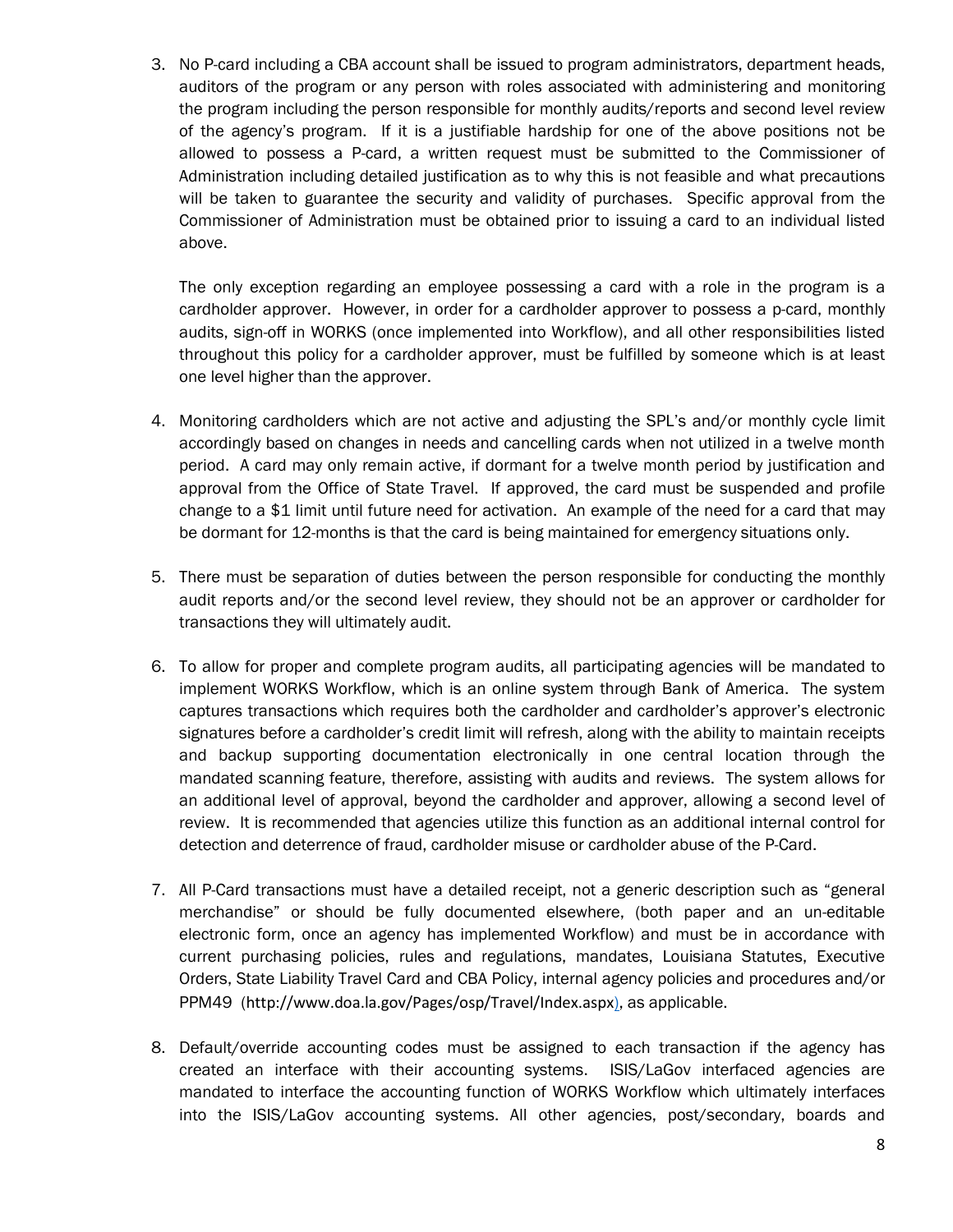3. No P-card including a CBA account shall be issued to program administrators, department heads, auditors of the program or any person with roles associated with administering and monitoring the program including the person responsible for monthly audits/reports and second level review of the agency's program. If it is a justifiable hardship for one of the above positions not be allowed to possess a P-card, a written request must be submitted to the Commissioner of Administration including detailed justification as to why this is not feasible and what precautions will be taken to guarantee the security and validity of purchases. Specific approval from the Commissioner of Administration must be obtained prior to issuing a card to an individual listed above.

   The only exception regarding an employee possessing a card with a role in the program is a cardholder approver. However, in order for a cardholder approver to possess a p-card, monthly audits, sign-off in WORKS (once implemented into Workflow), and all other responsibilities listed throughout this policy for a cardholder approver, must be fulfilled by someone which is at least one level higher than the approver.

4. Monitoring cardholders which are not active and adjusting the SPL's and/or monthly cycle limit accordingly based on changes in needs and cancelling cards when not utilized in a twelve month period. A card may only remain active, if dormant for a twelve month period by justification and approval from the Office of State Travel. If approved, the card must be suspended and profile change to a $1 limit until future need for activation. An example of the need for a card that may be dormant for 12-months is that the card is being maintained for emergency situations only.

5. There must be separation of duties between the person responsible for conducting the monthly audit reports and/or the second level review, they should not be an approver or cardholder for transactions they will ultimately audit.

6. To allow for proper and complete program audits, all participating agencies will be mandated to implement WORKS Workflow, which is an online system through Bank of America. The system captures transactions which requires both the cardholder and cardholder's approver's electronic signatures before a cardholder's credit limit will refresh, along with the ability to maintain receipts and backup supporting documentation electronically in one central location through the mandated scanning feature, therefore, assisting with audits and reviews. The system allows for an additional level of approval, beyond the cardholder and approver, allowing a second level of review. It is recommended that agencies utilize this function as an additional internal control for detection and deterrence of fraud, cardholder misuse or cardholder abuse of the P-Card.

7. All P-Card transactions must have a detailed receipt, not a generic description such as "general merchandise" or should be fully documented elsewhere, (both paper and an un-editable electronic form, once an agency has implemented Workflow) and must be in accordance with current purchasing policies, rules and regulations, mandates, Louisiana Statutes, Executive Orders, State Liability Travel Card and CBA Policy, internal agency policies and procedures and/or PPM49 (http://www.doa.la.gov/Pages/osp/Travel/Index.aspx), as applicable.

8. Default/override accounting codes must be assigned to each transaction if the agency has created an interface with their accounting systems. ISIS/LaGov interfaced agencies are mandated to interface the accounting function of WORKS Workflow which ultimately interfaces into the ISIS/LaGov accounting systems. All other agencies, post/secondary, boards and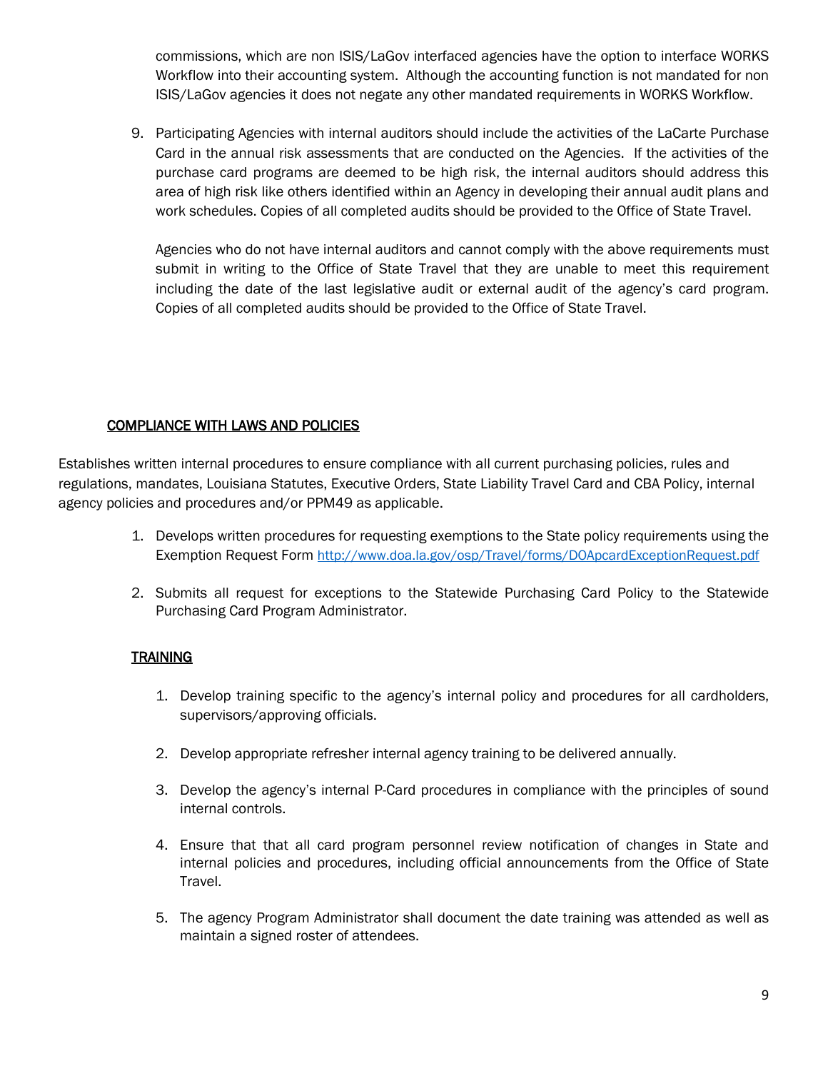commissions, which are non ISIS/LaGov interfaced agencies have the option to interface WORKS Workflow into their accounting system. Although the accounting function is not mandated for non ISIS/LaGov agencies it does not negate any other mandated requirements in WORKS Workflow.

9. Participating Agencies with internal auditors should include the activities of the LaCarte Purchase Card in the annual risk assessments that are conducted on the Agencies. If the activities of the purchase card programs are deemed to be high risk, the internal auditors should address this area of high risk like others identified within an Agency in developing their annual audit plans and work schedules. Copies of all completed audits should be provided to the Office of State Travel.

   Agencies who do not have internal auditors and cannot comply with the above requirements must submit in writing to the Office of State Travel that they are unable to meet this requirement including the date of the last legislative audit or external audit of the agency's card program. Copies of all completed audits should be provided to the Office of State Travel.

## COMPLIANCE WITH LAWS AND POLICIES

Establishes written internal procedures to ensure compliance with all current purchasing policies, rules and regulations, mandates, Louisiana Statutes, Executive Orders, State Liability Travel Card and CBA Policy, internal agency policies and procedures and/or PPM49 as applicable.

1. Develops written procedures for requesting exemptions to the State policy requirements using the Exemption Request Form http://www.doa.la.gov/osp/Travel/forms/DOApcardExceptionRequest.pdf

2. Submits all request for exceptions to the Statewide Purchasing Card Policy to the Statewide Purchasing Card Program Administrator.

## TRAINING

1. Develop training specific to the agency's internal policy and procedures for all cardholders, supervisors/approving officials.

2. Develop appropriate refresher internal agency training to be delivered annually.

3. Develop the agency's internal P-Card procedures in compliance with the principles of sound internal controls.

4. Ensure that that all card program personnel review notification of changes in State and internal policies and procedures, including official announcements from the Office of State Travel.

5. The agency Program Administrator shall document the date training was attended as well as maintain a signed roster of attendees.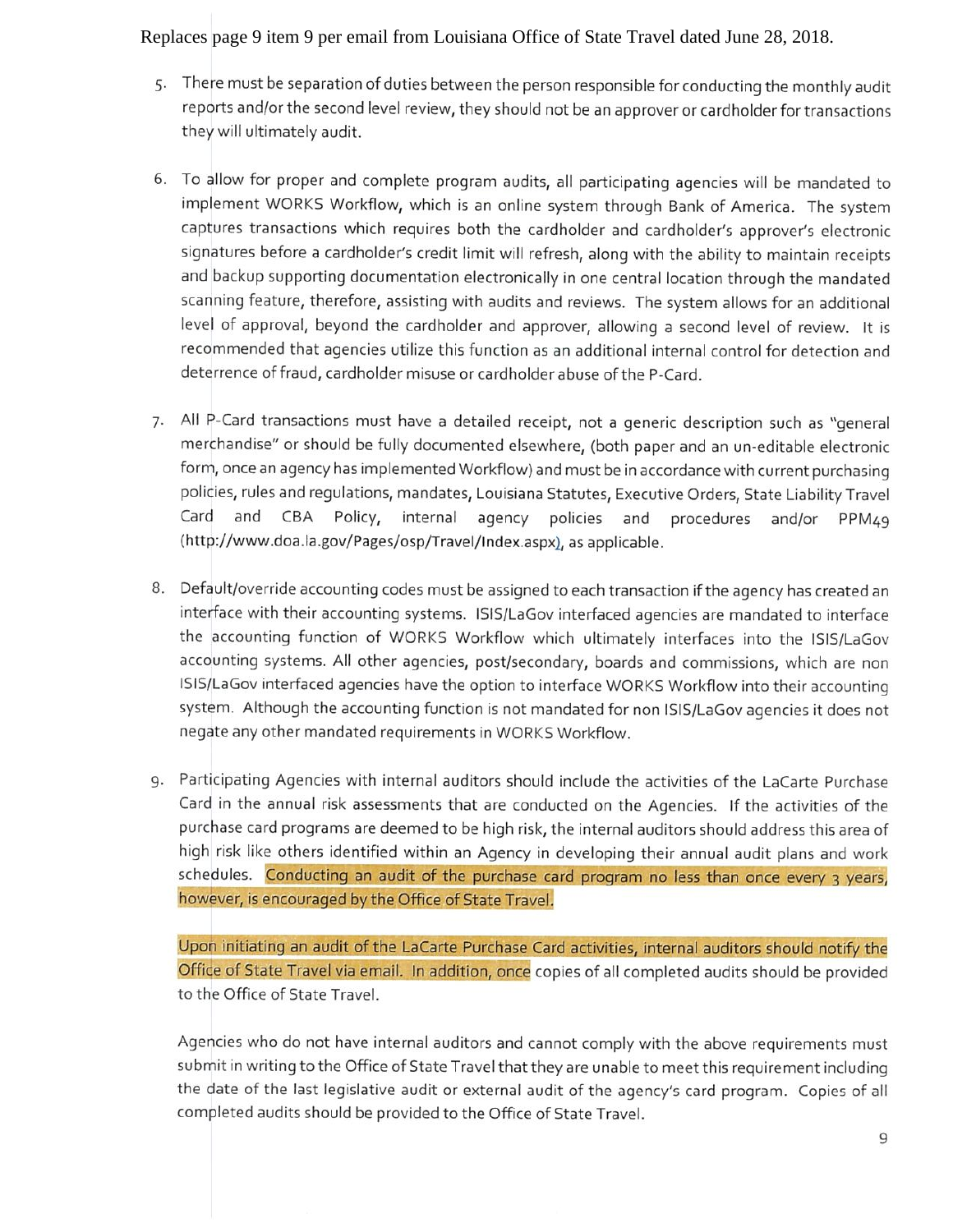Replaces page 9 item 9 per email from Louisiana Office of State Travel dated June 28, 2018.

5. There must be separation of duties between the person responsible for conducting the monthly audit reports and/or the second level review, they should not be an approver or cardholder for transactions they will ultimately audit.

6. To allow for proper and complete program audits, all participating agencies will be mandated to implement WORKS Workflow, which is an online system through Bank of America. The system captures transactions which requires both the cardholder and cardholder's approver's electronic signatures before a cardholder's credit limit will refresh, along with the ability to maintain receipts and backup supporting documentation electronically in one central location through the mandated scanning feature, therefore, assisting with audits and reviews. The system allows for an additional level of approval, beyond the cardholder and approver, allowing a second level of review. It is recommended that agencies utilize this function as an additional internal control for detection and deterrence of fraud, cardholder misuse or cardholder abuse of the P-Card.

7. All P-Card transactions must have a detailed receipt, not a generic description such as "general merchandise" or should be fully documented elsewhere, (both paper and an un-editable electronic form, once an agency has implemented Workflow) and must be in accordance with current purchasing policies, rules and regulations, mandates, Louisiana Statutes, Executive Orders, State Liability Travel Card and CBA Policy, internal agency policies and procedures and/or PPM49 (http://www.doa.la.gov/Pages/osp/Travel/Index.aspx), as applicable.

8. Default/override accounting codes must be assigned to each transaction if the agency has created an interface with their accounting systems. ISIS/LaGov interfaced agencies are mandated to interface the accounting function of WORKS Workflow which ultimately interfaces into the ISIS/LaGov accounting systems. All other agencies, post/secondary, boards and commissions, which are non ISIS/LaGov interfaced agencies have the option to interface WORKS Workflow into their accounting system. Although the accounting function is not mandated for non ISIS/LaGov agencies it does not negate any other mandated requirements in WORKS Workflow.

9. Participating Agencies with internal auditors should include the activities of the LaCarte Purchase Card in the annual risk assessments that are conducted on the Agencies. If the activities of the purchase card programs are deemed to be high risk, the internal auditors should address this area of high risk like others identified within an Agency in developing their annual audit plans and work schedules. Conducting an audit of the purchase card program no less than once every 3 years, however, is encouraged by the Office of State Travel.

   Upon initiating an audit of the LaCarte Purchase Card activities, internal auditors should notify the Office of State Travel via email. In addition, once copies of all completed audits should be provided to the Office of State Travel.

   Agencies who do not have internal auditors and cannot comply with the above requirements must submit in writing to the Office of State Travel that they are unable to meet this requirement including the date of the last legislative audit or external audit of the agency's card program. Copies of all completed audits should be provided to the Office of State Travel.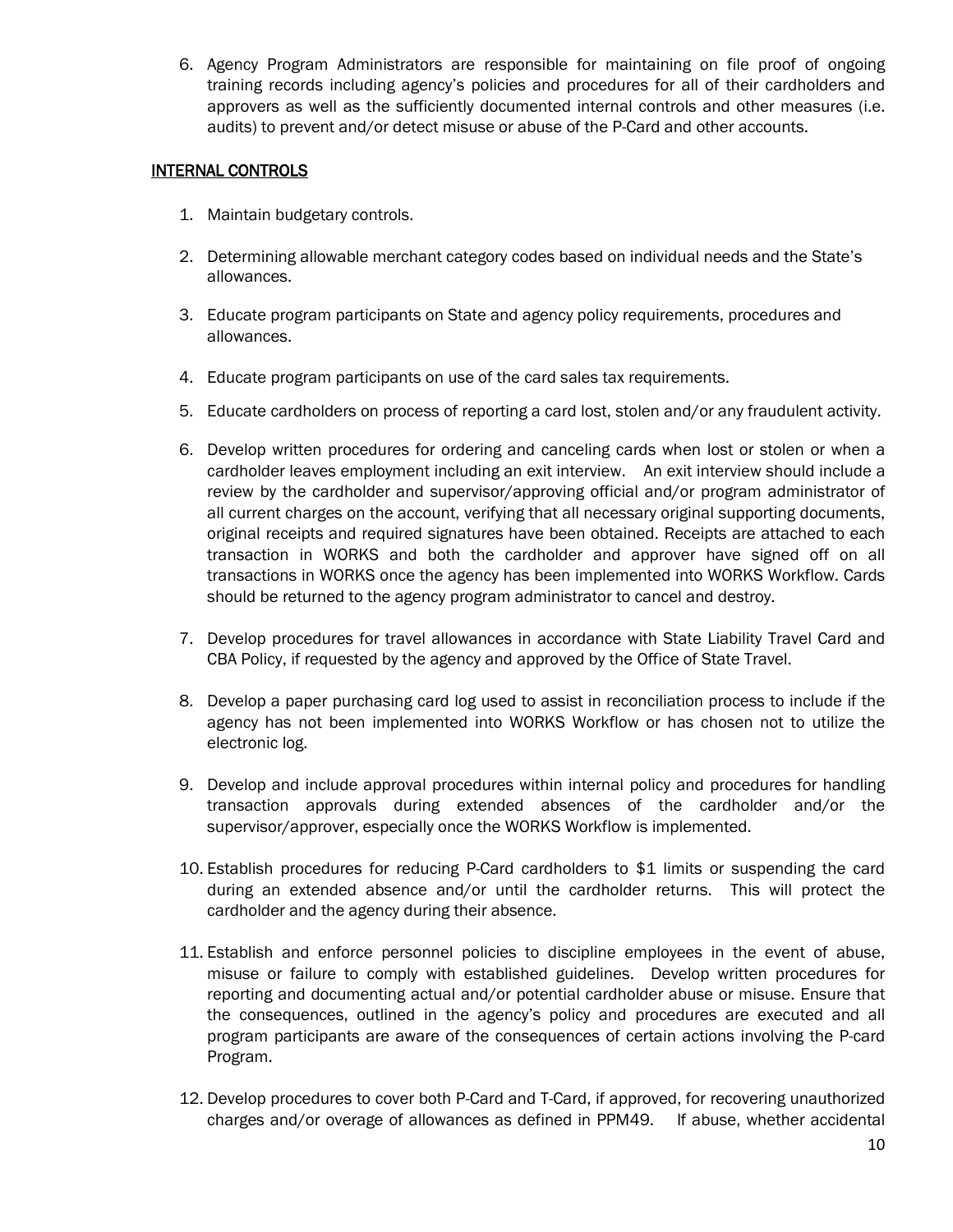6. Agency Program Administrators are responsible for maintaining on file proof of ongoing training records including agency's policies and procedures for all of their cardholders and approvers as well as the sufficiently documented internal controls and other measures (i.e. audits) to prevent and/or detect misuse or abuse of the P-Card and other accounts.

## INTERNAL CONTROLS

1. Maintain budgetary controls.
2. Determining allowable merchant category codes based on individual needs and the State's allowances.
3. Educate program participants on State and agency policy requirements, procedures and allowances.
4. Educate program participants on use of the card sales tax requirements.
5. Educate cardholders on process of reporting a card lost, stolen and/or any fraudulent activity.
6. Develop written procedures for ordering and canceling cards when lost or stolen or when a cardholder leaves employment including an exit interview. An exit interview should include a review by the cardholder and supervisor/approving official and/or program administrator of all current charges on the account, verifying that all necessary original supporting documents, original receipts and required signatures have been obtained. Receipts are attached to each transaction in WORKS and both the cardholder and approver have signed off on all transactions in WORKS once the agency has been implemented into WORKS Workflow. Cards should be returned to the agency program administrator to cancel and destroy.
7. Develop procedures for travel allowances in accordance with State Liability Travel Card and CBA Policy, if requested by the agency and approved by the Office of State Travel.
8. Develop a paper purchasing card log used to assist in reconciliation process to include if the agency has not been implemented into WORKS Workflow or has chosen not to utilize the electronic log.
9. Develop and include approval procedures within internal policy and procedures for handling transaction approvals during extended absences of the cardholder and/or the supervisor/approver, especially once the WORKS Workflow is implemented.
10. Establish procedures for reducing P-Card cardholders to $1 limits or suspending the card during an extended absence and/or until the cardholder returns. This will protect the cardholder and the agency during their absence.
11. Establish and enforce personnel policies to discipline employees in the event of abuse, misuse or failure to comply with established guidelines. Develop written procedures for reporting and documenting actual and/or potential cardholder abuse or misuse. Ensure that the consequences, outlined in the agency's policy and procedures are executed and all program participants are aware of the consequences of certain actions involving the P-card Program.
12. Develop procedures to cover both P-Card and T-Card, if approved, for recovering unauthorized charges and/or overage of allowances as defined in PPM49. If abuse, whether accidental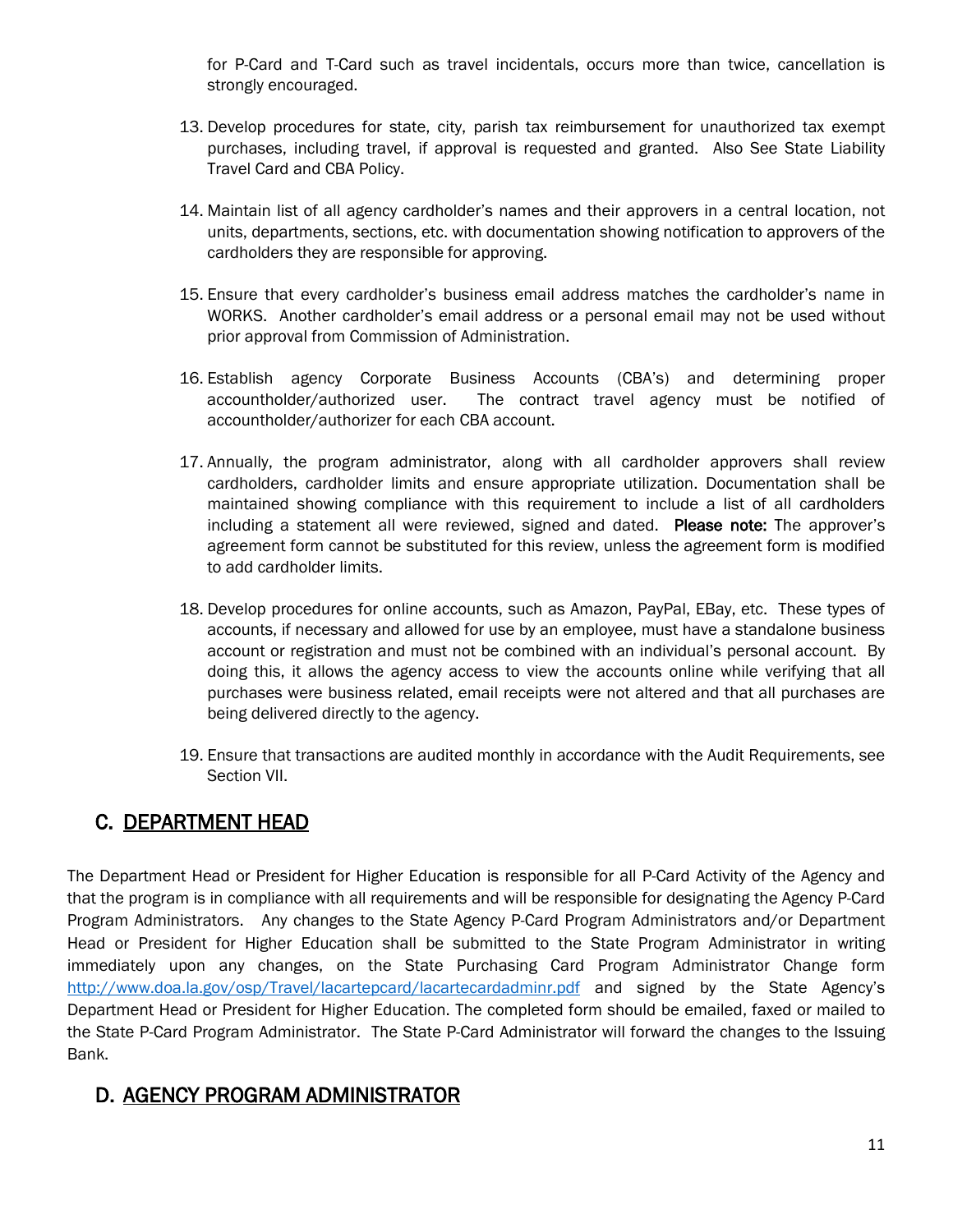for P-Card and T-Card such as travel incidentals, occurs more than twice, cancellation is strongly encouraged.

13. Develop procedures for state, city, parish tax reimbursement for unauthorized tax exempt purchases, including travel, if approval is requested and granted. Also See State Liability Travel Card and CBA Policy.

14. Maintain list of all agency cardholder's names and their approvers in a central location, not units, departments, sections, etc. with documentation showing notification to approvers of the cardholders they are responsible for approving.

15. Ensure that every cardholder's business email address matches the cardholder's name in WORKS. Another cardholder's email address or a personal email may not be used without prior approval from Commission of Administration.

16. Establish agency Corporate Business Accounts (CBA's) and determining proper accountholder/authorized user. The contract travel agency must be notified of accountholder/authorizer for each CBA account.

17. Annually, the program administrator, along with all cardholder approvers shall review cardholders, cardholder limits and ensure appropriate utilization. Documentation shall be maintained showing compliance with this requirement to include a list of all cardholders including a statement all were reviewed, signed and dated. **Please note:** The approver's agreement form cannot be substituted for this review, unless the agreement form is modified to add cardholder limits.

18. Develop procedures for online accounts, such as Amazon, PayPal, EBay, etc. These types of accounts, if necessary and allowed for use by an employee, must have a standalone business account or registration and must not be combined with an individual's personal account. By doing this, it allows the agency access to view the accounts online while verifying that all purchases were business related, email receipts were not altered and that all purchases are being delivered directly to the agency.

19. Ensure that transactions are audited monthly in accordance with the Audit Requirements, see Section VII.

## C. DEPARTMENT HEAD

The Department Head or President for Higher Education is responsible for all P-Card Activity of the Agency and that the program is in compliance with all requirements and will be responsible for designating the Agency P-Card Program Administrators. Any changes to the State Agency P-Card Program Administrators and/or Department Head or President for Higher Education shall be submitted to the State Program Administrator in writing immediately upon any changes, on the State Purchasing Card Program Administrator Change form [http://www.doa.la.gov/osp/Travel/lacartepcard/lacartecardadminr.pdf](http://www.doa.la.gov/osp/Travel/lacartepcard/lacartecardadminr.pdf) and signed by the State Agency's Department Head or President for Higher Education. The completed form should be emailed, faxed or mailed to the State P-Card Program Administrator. The State P-Card Administrator will forward the changes to the Issuing Bank.

## D. AGENCY PROGRAM ADMINISTRATOR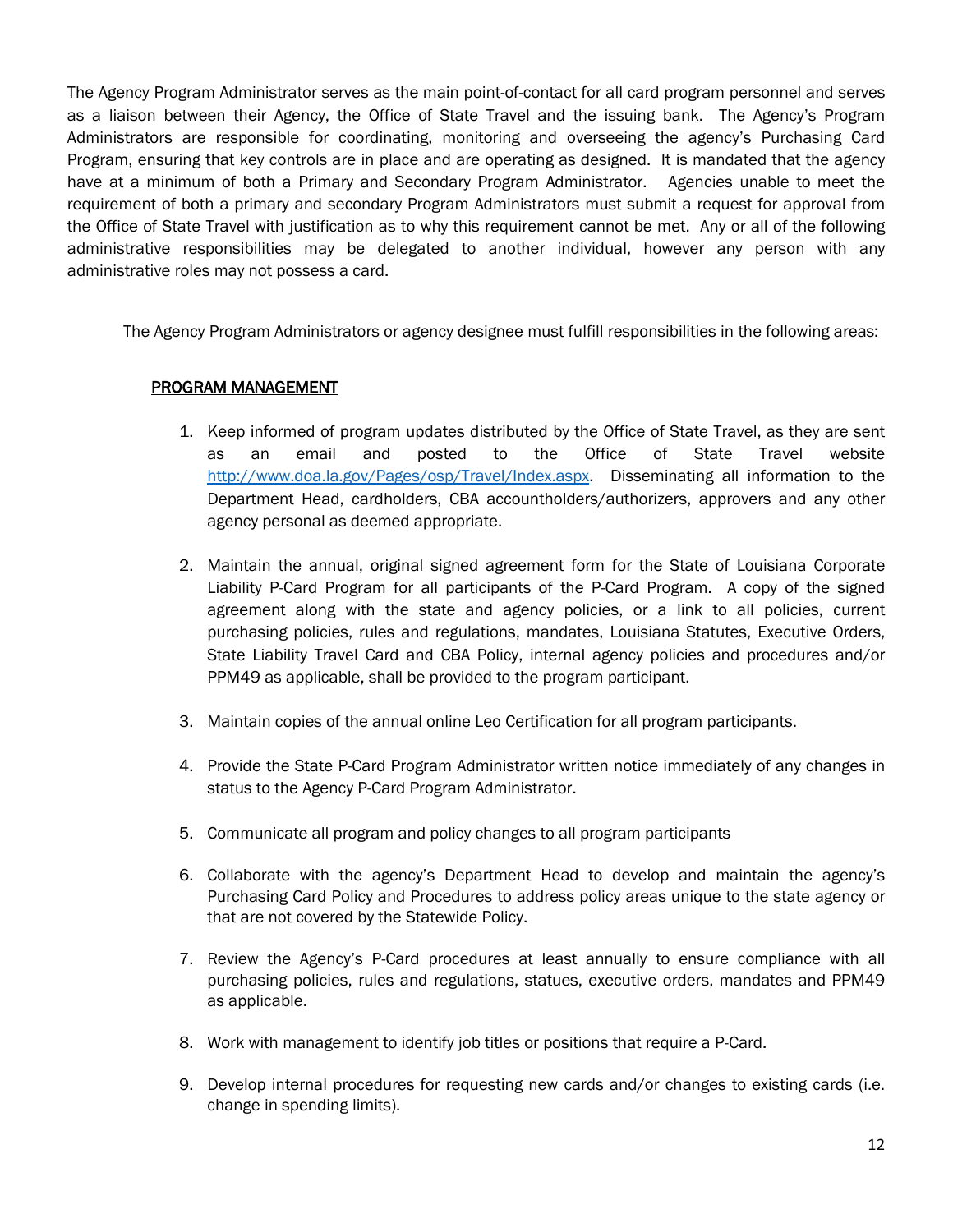The Agency Program Administrator serves as the main point-of-contact for all card program personnel and serves as a liaison between their Agency, the Office of State Travel and the issuing bank. The Agency's Program Administrators are responsible for coordinating, monitoring and overseeing the agency's Purchasing Card Program, ensuring that key controls are in place and are operating as designed. It is mandated that the agency have at a minimum of both a Primary and Secondary Program Administrator. Agencies unable to meet the requirement of both a primary and secondary Program Administrators must submit a request for approval from the Office of State Travel with justification as to why this requirement cannot be met. Any or all of the following administrative responsibilities may be delegated to another individual, however any person with any administrative roles may not possess a card.

The Agency Program Administrators or agency designee must fulfill responsibilities in the following areas:

<u>PROGRAM MANAGEMENT</u>

1. Keep informed of program updates distributed by the Office of State Travel, as they are sent as an email and posted to the Office of State Travel website http://www.doa.la.gov/Pages/osp/Travel/Index.aspx. Disseminating all information to the Department Head, cardholders, CBA accountholders/authorizers, approvers and any other agency personal as deemed appropriate.

2. Maintain the annual, original signed agreement form for the State of Louisiana Corporate Liability P-Card Program for all participants of the P-Card Program. A copy of the signed agreement along with the state and agency policies, or a link to all policies, current purchasing policies, rules and regulations, mandates, Louisiana Statutes, Executive Orders, State Liability Travel Card and CBA Policy, internal agency policies and procedures and/or PPM49 as applicable, shall be provided to the program participant.

3. Maintain copies of the annual online Leo Certification for all program participants.

4. Provide the State P-Card Program Administrator written notice immediately of any changes in status to the Agency P-Card Program Administrator.

5. Communicate all program and policy changes to all program participants

6. Collaborate with the agency's Department Head to develop and maintain the agency's Purchasing Card Policy and Procedures to address policy areas unique to the state agency or that are not covered by the Statewide Policy.

7. Review the Agency's P-Card procedures at least annually to ensure compliance with all purchasing policies, rules and regulations, statues, executive orders, mandates and PPM49 as applicable.

8. Work with management to identify job titles or positions that require a P-Card.

9. Develop internal procedures for requesting new cards and/or changes to existing cards (i.e. change in spending limits).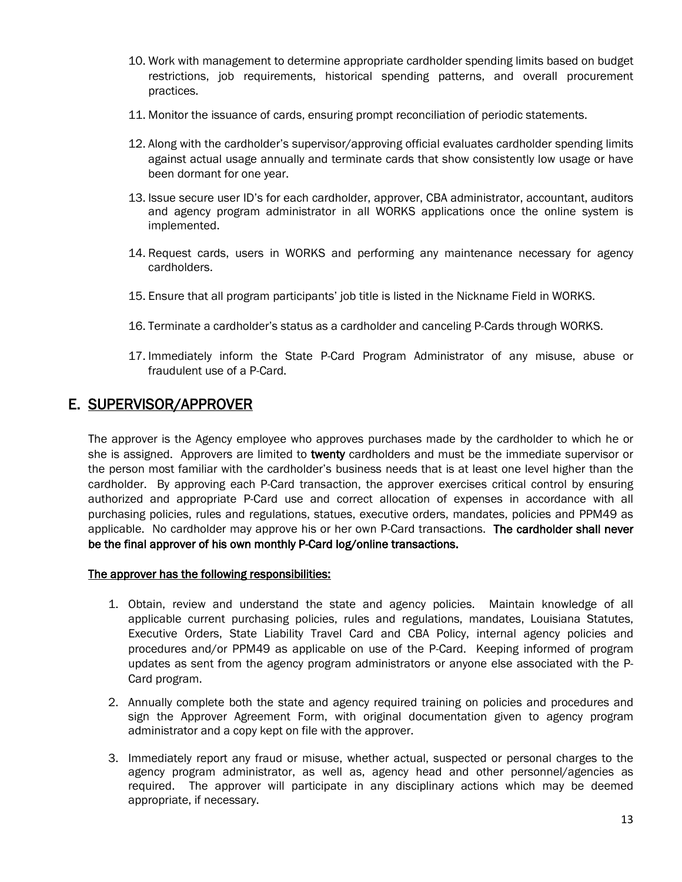10. Work with management to determine appropriate cardholder spending limits based on budget restrictions, job requirements, historical spending patterns, and overall procurement practices.

11. Monitor the issuance of cards, ensuring prompt reconciliation of periodic statements.

12. Along with the cardholder's supervisor/approving official evaluates cardholder spending limits against actual usage annually and terminate cards that show consistently low usage or have been dormant for one year.

13. Issue secure user ID's for each cardholder, approver, CBA administrator, accountant, auditors and agency program administrator in all WORKS applications once the online system is implemented.

14. Request cards, users in WORKS and performing any maintenance necessary for agency cardholders.

15. Ensure that all program participants' job title is listed in the Nickname Field in WORKS.

16. Terminate a cardholder's status as a cardholder and canceling P-Cards through WORKS.

17. Immediately inform the State P-Card Program Administrator of any misuse, abuse or fraudulent use of a P-Card.

## E. SUPERVISOR/APPROVER

The approver is the Agency employee who approves purchases made by the cardholder to which he or she is assigned. Approvers are limited to **twenty** cardholders and must be the immediate supervisor or the person most familiar with the cardholder's business needs that is at least one level higher than the cardholder. By approving each P-Card transaction, the approver exercises critical control by ensuring authorized and appropriate P-Card use and correct allocation of expenses in accordance with all purchasing policies, rules and regulations, statues, executive orders, mandates, policies and PPM49 as applicable. No cardholder may approve his or her own P-Card transactions. **The cardholder shall never be the final approver of his own monthly P-Card log/online transactions.**

**The approver has the following responsibilities:**

1. Obtain, review and understand the state and agency policies. Maintain knowledge of all applicable current purchasing policies, rules and regulations, mandates, Louisiana Statutes, Executive Orders, State Liability Travel Card and CBA Policy, internal agency policies and procedures and/or PPM49 as applicable on use of the P-Card. Keeping informed of program updates as sent from the agency program administrators or anyone else associated with the P-Card program.

2. Annually complete both the state and agency required training on policies and procedures and sign the Approver Agreement Form, with original documentation given to agency program administrator and a copy kept on file with the approver.

3. Immediately report any fraud or misuse, whether actual, suspected or personal charges to the agency program administrator, as well as, agency head and other personnel/agencies as required. The approver will participate in any disciplinary actions which may be deemed appropriate, if necessary.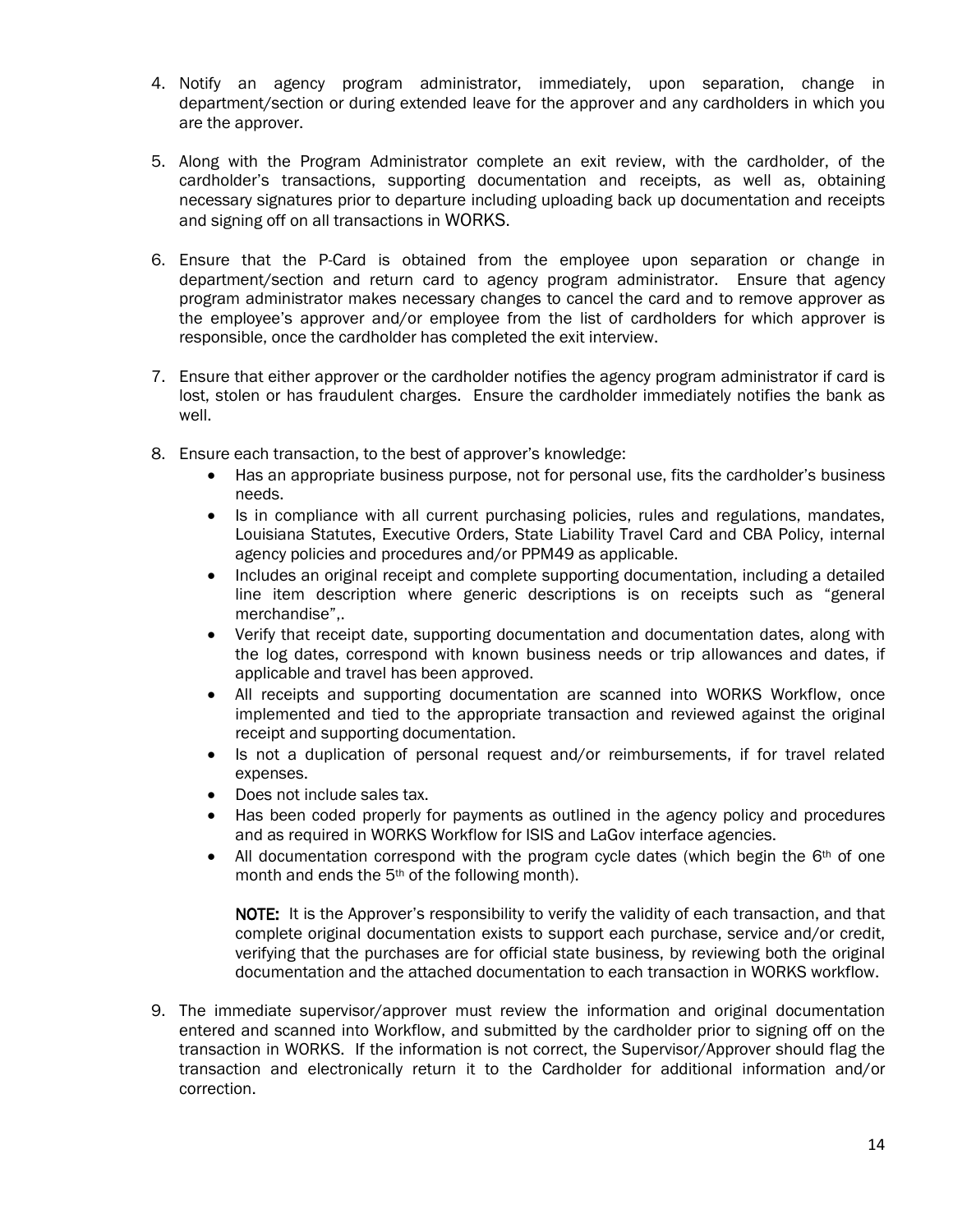4. Notify an agency program administrator, immediately, upon separation, change in department/section or during extended leave for the approver and any cardholders in which you are the approver.

5. Along with the Program Administrator complete an exit review, with the cardholder, of the cardholder's transactions, supporting documentation and receipts, as well as, obtaining necessary signatures prior to departure including uploading back up documentation and receipts and signing off on all transactions in WORKS.

6. Ensure that the P-Card is obtained from the employee upon separation or change in department/section and return card to agency program administrator. Ensure that agency program administrator makes necessary changes to cancel the card and to remove approver as the employee's approver and/or employee from the list of cardholders for which approver is responsible, once the cardholder has completed the exit interview.

7. Ensure that either approver or the cardholder notifies the agency program administrator if card is lost, stolen or has fraudulent charges. Ensure the cardholder immediately notifies the bank as well.

8. Ensure each transaction, to the best of approver's knowledge:
   - Has an appropriate business purpose, not for personal use, fits the cardholder's business needs.
   - Is in compliance with all current purchasing policies, rules and regulations, mandates, Louisiana Statutes, Executive Orders, State Liability Travel Card and CBA Policy, internal agency policies and procedures and/or PPM49 as applicable.
   - Includes an original receipt and complete supporting documentation, including a detailed line item description where generic descriptions is on receipts such as "general merchandise",.
   - Verify that receipt date, supporting documentation and documentation dates, along with the log dates, correspond with known business needs or trip allowances and dates, if applicable and travel has been approved.
   - All receipts and supporting documentation are scanned into WORKS Workflow, once implemented and tied to the appropriate transaction and reviewed against the original receipt and supporting documentation.
   - Is not a duplication of personal request and/or reimbursements, if for travel related expenses.
   - Does not include sales tax.
   - Has been coded properly for payments as outlined in the agency policy and procedures and as required in WORKS Workflow for ISIS and LaGov interface agencies.
   - All documentation correspond with the program cycle dates (which begin the 6th of one month and ends the 5th of the following month).

   **NOTE:** It is the Approver's responsibility to verify the validity of each transaction, and that complete original documentation exists to support each purchase, service and/or credit, verifying that the purchases are for official state business, by reviewing both the original documentation and the attached documentation to each transaction in WORKS workflow.

9. The immediate supervisor/approver must review the information and original documentation entered and scanned into Workflow, and submitted by the cardholder prior to signing off on the transaction in WORKS. If the information is not correct, the Supervisor/Approver should flag the transaction and electronically return it to the Cardholder for additional information and/or correction.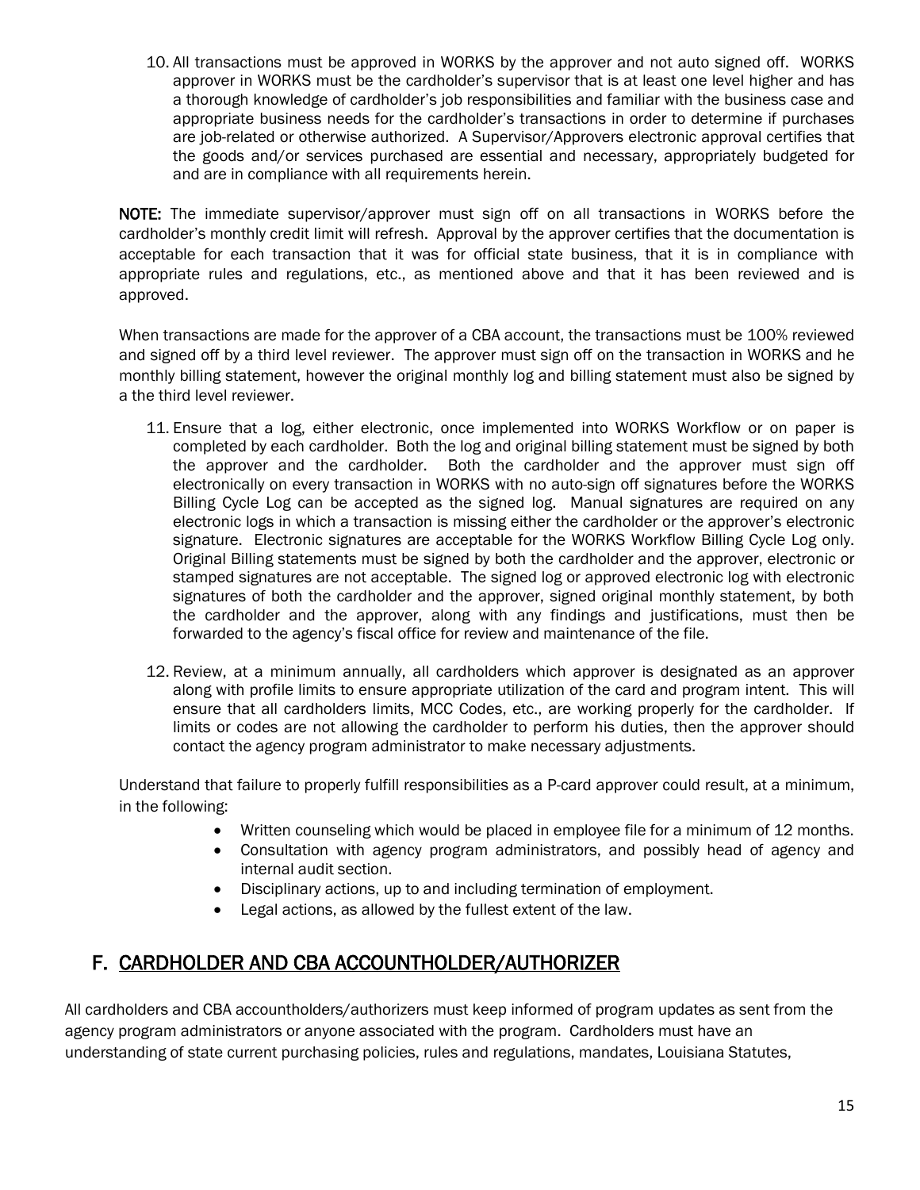10. All transactions must be approved in WORKS by the approver and not auto signed off. WORKS approver in WORKS must be the cardholder's supervisor that is at least one level higher and has a thorough knowledge of cardholder's job responsibilities and familiar with the business case and appropriate business needs for the cardholder's transactions in order to determine if purchases are job-related or otherwise authorized. A Supervisor/Approvers electronic approval certifies that the goods and/or services purchased are essential and necessary, appropriately budgeted for and are in compliance with all requirements herein.

**NOTE:** The immediate supervisor/approver must sign off on all transactions in WORKS before the cardholder's monthly credit limit will refresh. Approval by the approver certifies that the documentation is acceptable for each transaction that it was for official state business, that it is in compliance with appropriate rules and regulations, etc., as mentioned above and that it has been reviewed and is approved.

When transactions are made for the approver of a CBA account, the transactions must be 100% reviewed and signed off by a third level reviewer. The approver must sign off on the transaction in WORKS and he monthly billing statement, however the original monthly log and billing statement must also be signed by a the third level reviewer.

11. Ensure that a log, either electronic, once implemented into WORKS Workflow or on paper is completed by each cardholder. Both the log and original billing statement must be signed by both the approver and the cardholder. Both the cardholder and the approver must sign off electronically on every transaction in WORKS with no auto-sign off signatures before the WORKS Billing Cycle Log can be accepted as the signed log. Manual signatures are required on any electronic logs in which a transaction is missing either the cardholder or the approver's electronic signature. Electronic signatures are acceptable for the WORKS Workflow Billing Cycle Log only. Original Billing statements must be signed by both the cardholder and the approver, electronic or stamped signatures are not acceptable. The signed log or approved electronic log with electronic signatures of both the cardholder and the approver, signed original monthly statement, by both the cardholder and the approver, along with any findings and justifications, must then be forwarded to the agency's fiscal office for review and maintenance of the file.

12. Review, at a minimum annually, all cardholders which approver is designated as an approver along with profile limits to ensure appropriate utilization of the card and program intent. This will ensure that all cardholders limits, MCC Codes, etc., are working properly for the cardholder. If limits or codes are not allowing the cardholder to perform his duties, then the approver should contact the agency program administrator to make necessary adjustments.

Understand that failure to properly fulfill responsibilities as a P-card approver could result, at a minimum, in the following:

- Written counseling which would be placed in employee file for a minimum of 12 months.
- Consultation with agency program administrators, and possibly head of agency and internal audit section.
- Disciplinary actions, up to and including termination of employment.
- Legal actions, as allowed by the fullest extent of the law.

## F. CARDHOLDER AND CBA ACCOUNTHOLDER/AUTHORIZER

All cardholders and CBA accountholders/authorizers must keep informed of program updates as sent from the agency program administrators or anyone associated with the program. Cardholders must have an understanding of state current purchasing policies, rules and regulations, mandates, Louisiana Statutes,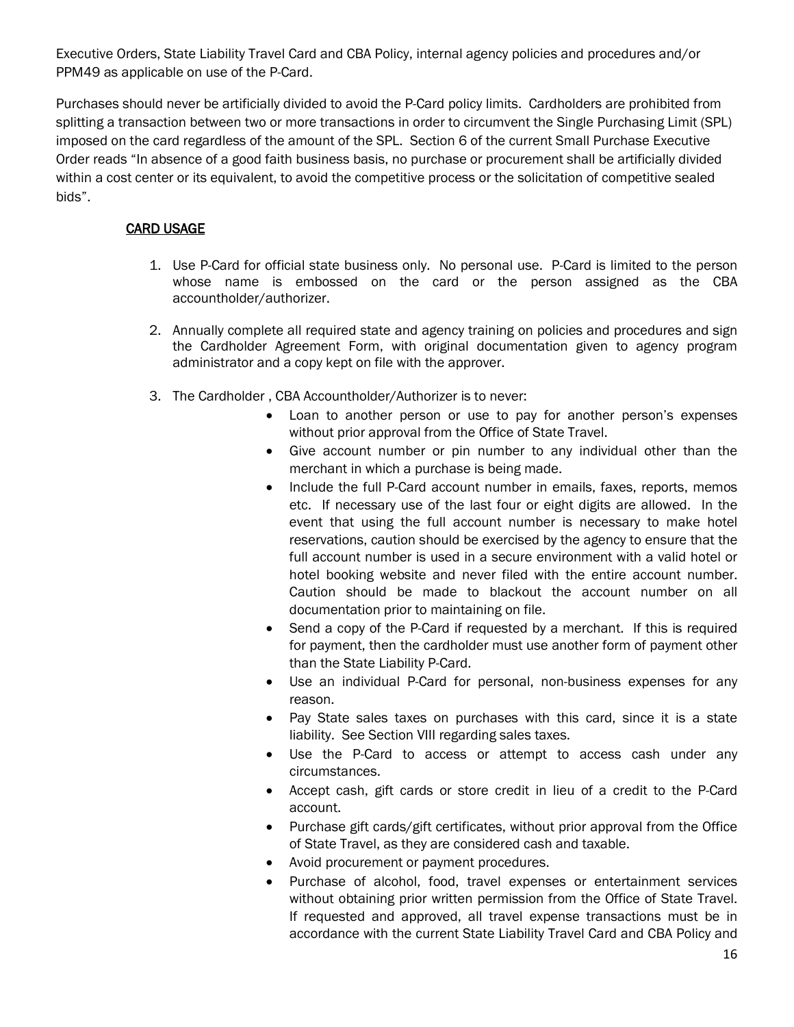Executive Orders, State Liability Travel Card and CBA Policy, internal agency policies and procedures and/or PPM49 as applicable on use of the P-Card.

Purchases should never be artificially divided to avoid the P-Card policy limits. Cardholders are prohibited from splitting a transaction between two or more transactions in order to circumvent the Single Purchasing Limit (SPL) imposed on the card regardless of the amount of the SPL. Section 6 of the current Small Purchase Executive Order reads "In absence of a good faith business basis, no purchase or procurement shall be artificially divided within a cost center or its equivalent, to avoid the competitive process or the solicitation of competitive sealed bids".

### CARD USAGE

1. Use P-Card for official state business only. No personal use. P-Card is limited to the person whose name is embossed on the card or the person assigned as the CBA accountholder/authorizer.

2. Annually complete all required state and agency training on policies and procedures and sign the Cardholder Agreement Form, with original documentation given to agency program administrator and a copy kept on file with the approver.

3. The Cardholder , CBA Accountholder/Authorizer is to never:
   - Loan to another person or use to pay for another person's expenses without prior approval from the Office of State Travel.
   - Give account number or pin number to any individual other than the merchant in which a purchase is being made.
   - Include the full P-Card account number in emails, faxes, reports, memos etc. If necessary use of the last four or eight digits are allowed. In the event that using the full account number is necessary to make hotel reservations, caution should be exercised by the agency to ensure that the full account number is used in a secure environment with a valid hotel or hotel booking website and never filed with the entire account number. Caution should be made to blackout the account number on all documentation prior to maintaining on file.
   - Send a copy of the P-Card if requested by a merchant. If this is required for payment, then the cardholder must use another form of payment other than the State Liability P-Card.
   - Use an individual P-Card for personal, non-business expenses for any reason.
   - Pay State sales taxes on purchases with this card, since it is a state liability. See Section VIII regarding sales taxes.
   - Use the P-Card to access or attempt to access cash under any circumstances.
   - Accept cash, gift cards or store credit in lieu of a credit to the P-Card account.
   - Purchase gift cards/gift certificates, without prior approval from the Office of State Travel, as they are considered cash and taxable.
   - Avoid procurement or payment procedures.
   - Purchase of alcohol, food, travel expenses or entertainment services without obtaining prior written permission from the Office of State Travel. If requested and approved, all travel expense transactions must be in accordance with the current State Liability Travel Card and CBA Policy and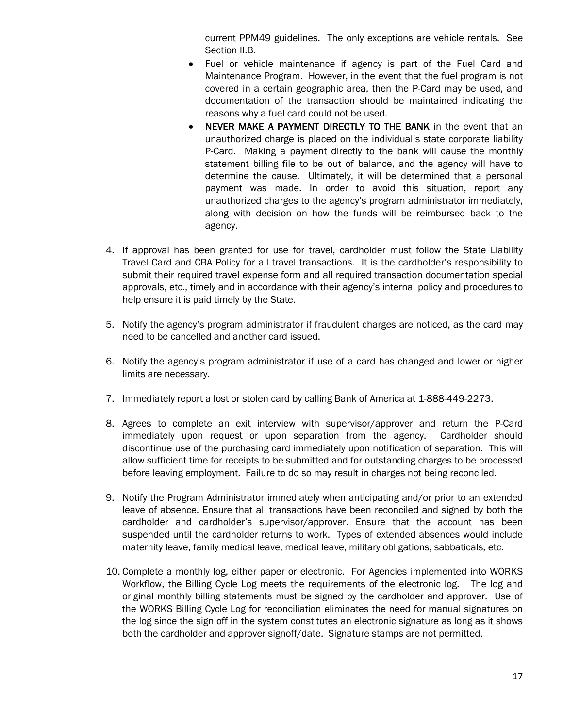current PPM49 guidelines. The only exceptions are vehicle rentals. See Section II.B.

- Fuel or vehicle maintenance if agency is part of the Fuel Card and Maintenance Program. However, in the event that the fuel program is not covered in a certain geographic area, then the P-Card may be used, and documentation of the transaction should be maintained indicating the reasons why a fuel card could not be used.
- <u>**NEVER MAKE A PAYMENT DIRECTLY TO THE BANK**</u> in the event that an unauthorized charge is placed on the individual's state corporate liability P-Card. Making a payment directly to the bank will cause the monthly statement billing file to be out of balance, and the agency will have to determine the cause. Ultimately, it will be determined that a personal payment was made. In order to avoid this situation, report any unauthorized charges to the agency's program administrator immediately, along with decision on how the funds will be reimbursed back to the agency.

4. If approval has been granted for use for travel, cardholder must follow the State Liability Travel Card and CBA Policy for all travel transactions. It is the cardholder's responsibility to submit their required travel expense form and all required transaction documentation special approvals, etc., timely and in accordance with their agency's internal policy and procedures to help ensure it is paid timely by the State.

5. Notify the agency's program administrator if fraudulent charges are noticed, as the card may need to be cancelled and another card issued.

6. Notify the agency's program administrator if use of a card has changed and lower or higher limits are necessary.

7. Immediately report a lost or stolen card by calling Bank of America at 1-888-449-2273.

8. Agrees to complete an exit interview with supervisor/approver and return the P-Card immediately upon request or upon separation from the agency. Cardholder should discontinue use of the purchasing card immediately upon notification of separation. This will allow sufficient time for receipts to be submitted and for outstanding charges to be processed before leaving employment. Failure to do so may result in charges not being reconciled.

9. Notify the Program Administrator immediately when anticipating and/or prior to an extended leave of absence. Ensure that all transactions have been reconciled and signed by both the cardholder and cardholder's supervisor/approver. Ensure that the account has been suspended until the cardholder returns to work. Types of extended absences would include maternity leave, family medical leave, medical leave, military obligations, sabbaticals, etc.

10. Complete a monthly log, either paper or electronic. For Agencies implemented into WORKS Workflow, the Billing Cycle Log meets the requirements of the electronic log. The log and original monthly billing statements must be signed by the cardholder and approver. Use of the WORKS Billing Cycle Log for reconciliation eliminates the need for manual signatures on the log since the sign off in the system constitutes an electronic signature as long as it shows both the cardholder and approver signoff/date. Signature stamps are not permitted.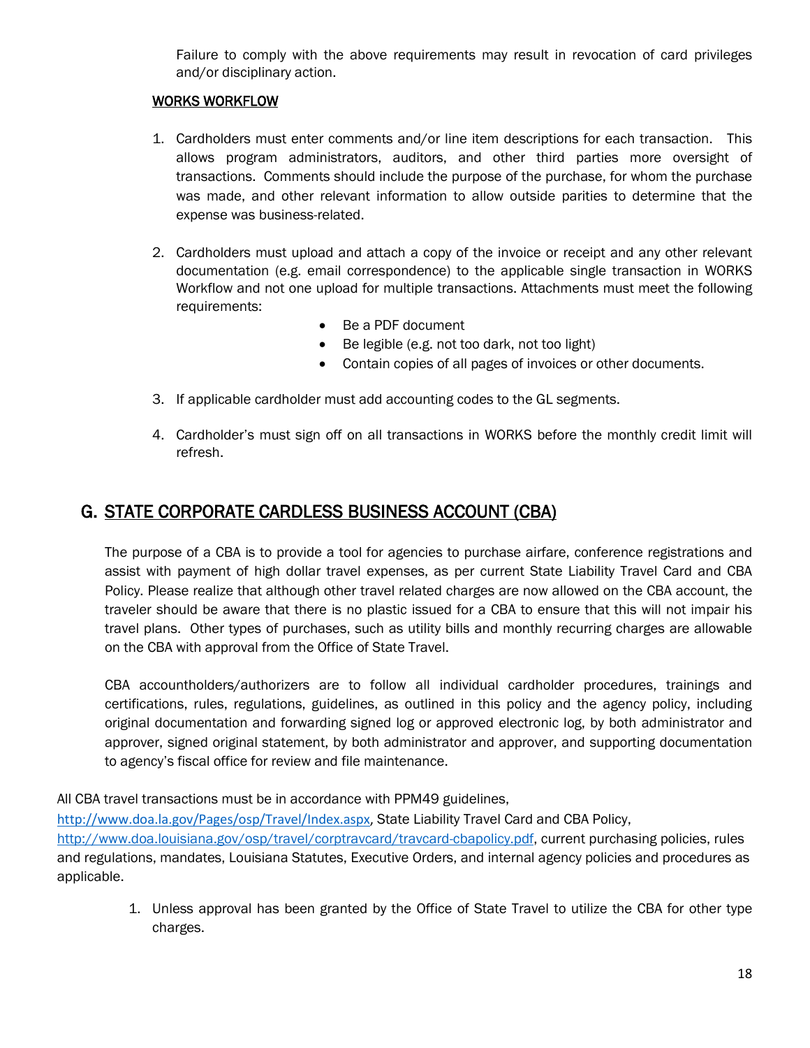Failure to comply with the above requirements may result in revocation of card privileges and/or disciplinary action.

**WORKS WORKFLOW**

1. Cardholders must enter comments and/or line item descriptions for each transaction. This allows program administrators, auditors, and other third parties more oversight of transactions. Comments should include the purpose of the purchase, for whom the purchase was made, and other relevant information to allow outside parities to determine that the expense was business-related.

2. Cardholders must upload and attach a copy of the invoice or receipt and any other relevant documentation (e.g. email correspondence) to the applicable single transaction in WORKS Workflow and not one upload for multiple transactions. Attachments must meet the following requirements:
   - Be a PDF document
   - Be legible (e.g. not too dark, not too light)
   - Contain copies of all pages of invoices or other documents.

3. If applicable cardholder must add accounting codes to the GL segments.

4. Cardholder's must sign off on all transactions in WORKS before the monthly credit limit will refresh.

## G. STATE CORPORATE CARDLESS BUSINESS ACCOUNT (CBA)

The purpose of a CBA is to provide a tool for agencies to purchase airfare, conference registrations and assist with payment of high dollar travel expenses, as per current State Liability Travel Card and CBA Policy. Please realize that although other travel related charges are now allowed on the CBA account, the traveler should be aware that there is no plastic issued for a CBA to ensure that this will not impair his travel plans. Other types of purchases, such as utility bills and monthly recurring charges are allowable on the CBA with approval from the Office of State Travel.

CBA accountholders/authorizers are to follow all individual cardholder procedures, trainings and certifications, rules, regulations, guidelines, as outlined in this policy and the agency policy, including original documentation and forwarding signed log or approved electronic log, by both administrator and approver, signed original statement, by both administrator and approver, and supporting documentation to agency's fiscal office for review and file maintenance.

All CBA travel transactions must be in accordance with PPM49 guidelines, http://www.doa.la.gov/Pages/osp/Travel/Index.aspx, State Liability Travel Card and CBA Policy, http://www.doa.louisiana.gov/osp/travel/corptravcard/travcard-cbapolicy.pdf, current purchasing policies, rules and regulations, mandates, Louisiana Statutes, Executive Orders, and internal agency policies and procedures as applicable.

1. Unless approval has been granted by the Office of State Travel to utilize the CBA for other type charges.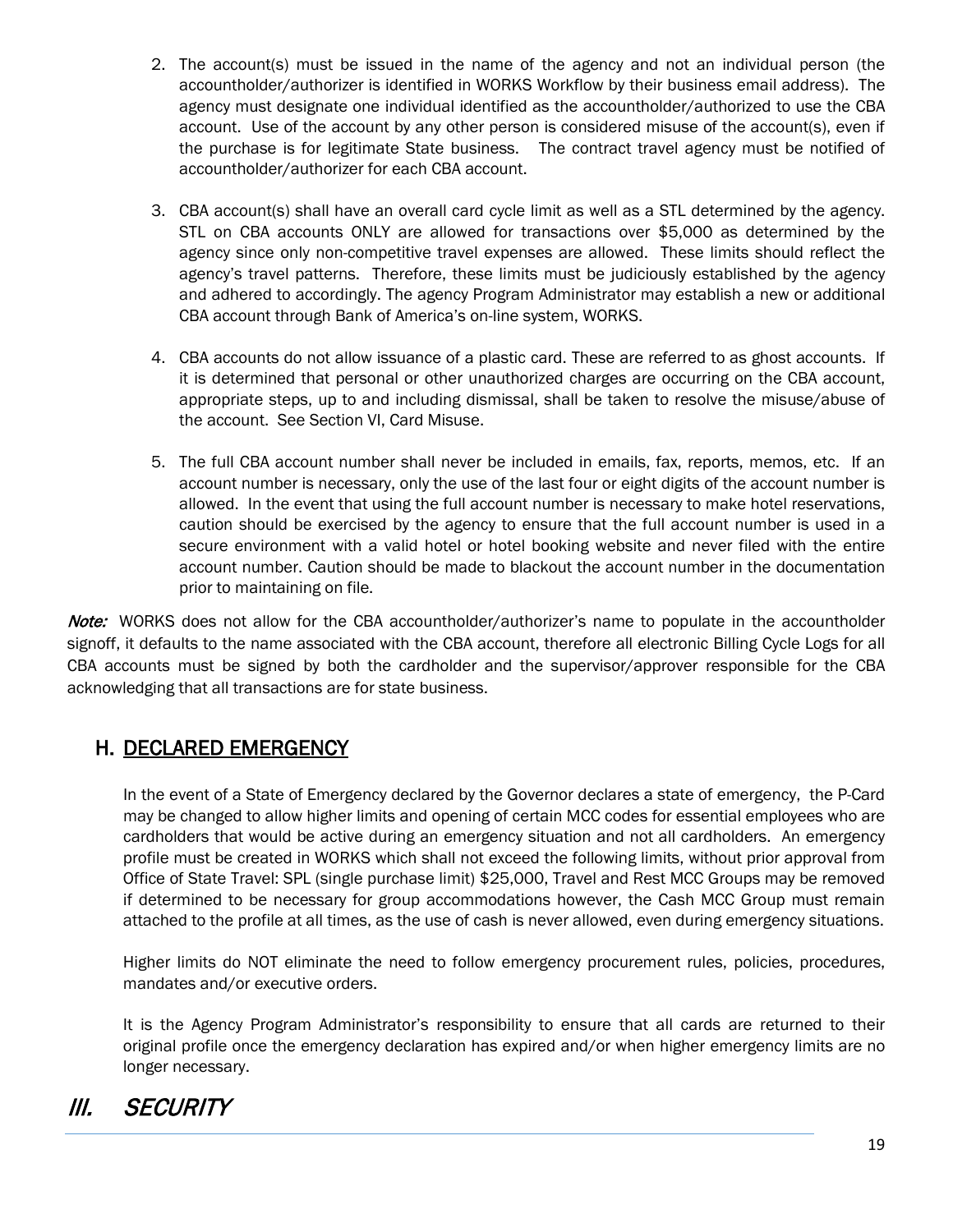2. The account(s) must be issued in the name of the agency and not an individual person (the accountholder/authorizer is identified in WORKS Workflow by their business email address). The agency must designate one individual identified as the accountholder/authorized to use the CBA account. Use of the account by any other person is considered misuse of the account(s), even if the purchase is for legitimate State business. The contract travel agency must be notified of accountholder/authorizer for each CBA account.

3. CBA account(s) shall have an overall card cycle limit as well as a STL determined by the agency. STL on CBA accounts ONLY are allowed for transactions over $5,000 as determined by the agency since only non-competitive travel expenses are allowed. These limits should reflect the agency's travel patterns. Therefore, these limits must be judiciously established by the agency and adhered to accordingly. The agency Program Administrator may establish a new or additional CBA account through Bank of America's on-line system, WORKS.

4. CBA accounts do not allow issuance of a plastic card. These are referred to as ghost accounts. If it is determined that personal or other unauthorized charges are occurring on the CBA account, appropriate steps, up to and including dismissal, shall be taken to resolve the misuse/abuse of the account. See Section VI, Card Misuse.

5. The full CBA account number shall never be included in emails, fax, reports, memos, etc. If an account number is necessary, only the use of the last four or eight digits of the account number is allowed. In the event that using the full account number is necessary to make hotel reservations, caution should be exercised by the agency to ensure that the full account number is used in a secure environment with a valid hotel or hotel booking website and never filed with the entire account number. Caution should be made to blackout the account number in the documentation prior to maintaining on file.

***Note:*** WORKS does not allow for the CBA accountholder/authorizer's name to populate in the accountholder signoff, it defaults to the name associated with the CBA account, therefore all electronic Billing Cycle Logs for all CBA accounts must be signed by both the cardholder and the supervisor/approver responsible for the CBA acknowledging that all transactions are for state business.

## H. DECLARED EMERGENCY

In the event of a State of Emergency declared by the Governor declares a state of emergency, the P-Card may be changed to allow higher limits and opening of certain MCC codes for essential employees who are cardholders that would be active during an emergency situation and not all cardholders. An emergency profile must be created in WORKS which shall not exceed the following limits, without prior approval from Office of State Travel: SPL (single purchase limit) $25,000, Travel and Rest MCC Groups may be removed if determined to be necessary for group accommodations however, the Cash MCC Group must remain attached to the profile at all times, as the use of cash is never allowed, even during emergency situations.

Higher limits do NOT eliminate the need to follow emergency procurement rules, policies, procedures, mandates and/or executive orders.

It is the Agency Program Administrator's responsibility to ensure that all cards are returned to their original profile once the emergency declaration has expired and/or when higher emergency limits are no longer necessary.

# *III. SECURITY*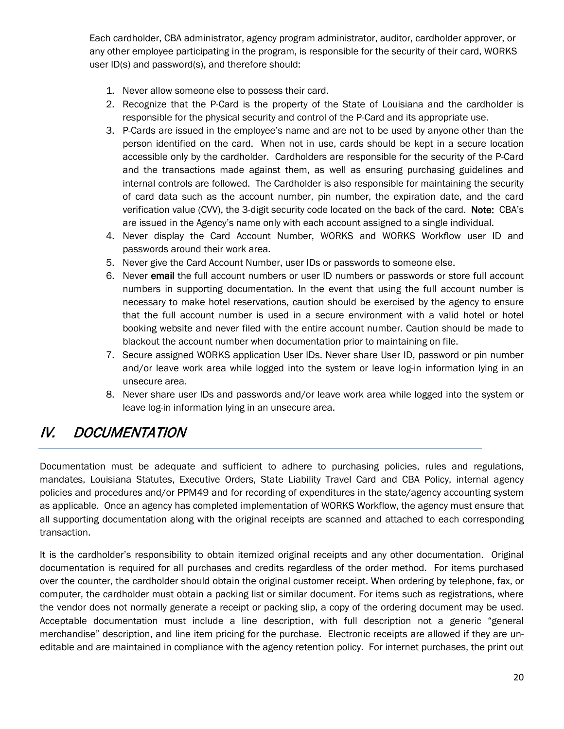Each cardholder, CBA administrator, agency program administrator, auditor, cardholder approver, or any other employee participating in the program, is responsible for the security of their card, WORKS user ID(s) and password(s), and therefore should:

1. Never allow someone else to possess their card.
2. Recognize that the P-Card is the property of the State of Louisiana and the cardholder is responsible for the physical security and control of the P-Card and its appropriate use.
3. P-Cards are issued in the employee's name and are not to be used by anyone other than the person identified on the card. When not in use, cards should be kept in a secure location accessible only by the cardholder. Cardholders are responsible for the security of the P-Card and the transactions made against them, as well as ensuring purchasing guidelines and internal controls are followed. The Cardholder is also responsible for maintaining the security of card data such as the account number, pin number, the expiration date, and the card verification value (CVV), the 3-digit security code located on the back of the card. **Note:** CBA's are issued in the Agency's name only with each account assigned to a single individual.
4. Never display the Card Account Number, WORKS and WORKS Workflow user ID and passwords around their work area.
5. Never give the Card Account Number, user IDs or passwords to someone else.
6. Never **email** the full account numbers or user ID numbers or passwords or store full account numbers in supporting documentation. In the event that using the full account number is necessary to make hotel reservations, caution should be exercised by the agency to ensure that the full account number is used in a secure environment with a valid hotel or hotel booking website and never filed with the entire account number. Caution should be made to blackout the account number when documentation prior to maintaining on file.
7. Secure assigned WORKS application User IDs. Never share User ID, password or pin number and/or leave work area while logged into the system or leave log-in information lying in an unsecure area.
8. Never share user IDs and passwords and/or leave work area while logged into the system or leave log-in information lying in an unsecure area.

## *IV. DOCUMENTATION*

Documentation must be adequate and sufficient to adhere to purchasing policies, rules and regulations, mandates, Louisiana Statutes, Executive Orders, State Liability Travel Card and CBA Policy, internal agency policies and procedures and/or PPM49 and for recording of expenditures in the state/agency accounting system as applicable. Once an agency has completed implementation of WORKS Workflow, the agency must ensure that all supporting documentation along with the original receipts are scanned and attached to each corresponding transaction.

It is the cardholder's responsibility to obtain itemized original receipts and any other documentation. Original documentation is required for all purchases and credits regardless of the order method. For items purchased over the counter, the cardholder should obtain the original customer receipt. When ordering by telephone, fax, or computer, the cardholder must obtain a packing list or similar document. For items such as registrations, where the vendor does not normally generate a receipt or packing slip, a copy of the ordering document may be used. Acceptable documentation must include a line description, with full description not a generic "general merchandise" description, and line item pricing for the purchase. Electronic receipts are allowed if they are un-editable and are maintained in compliance with the agency retention policy. For internet purchases, the print out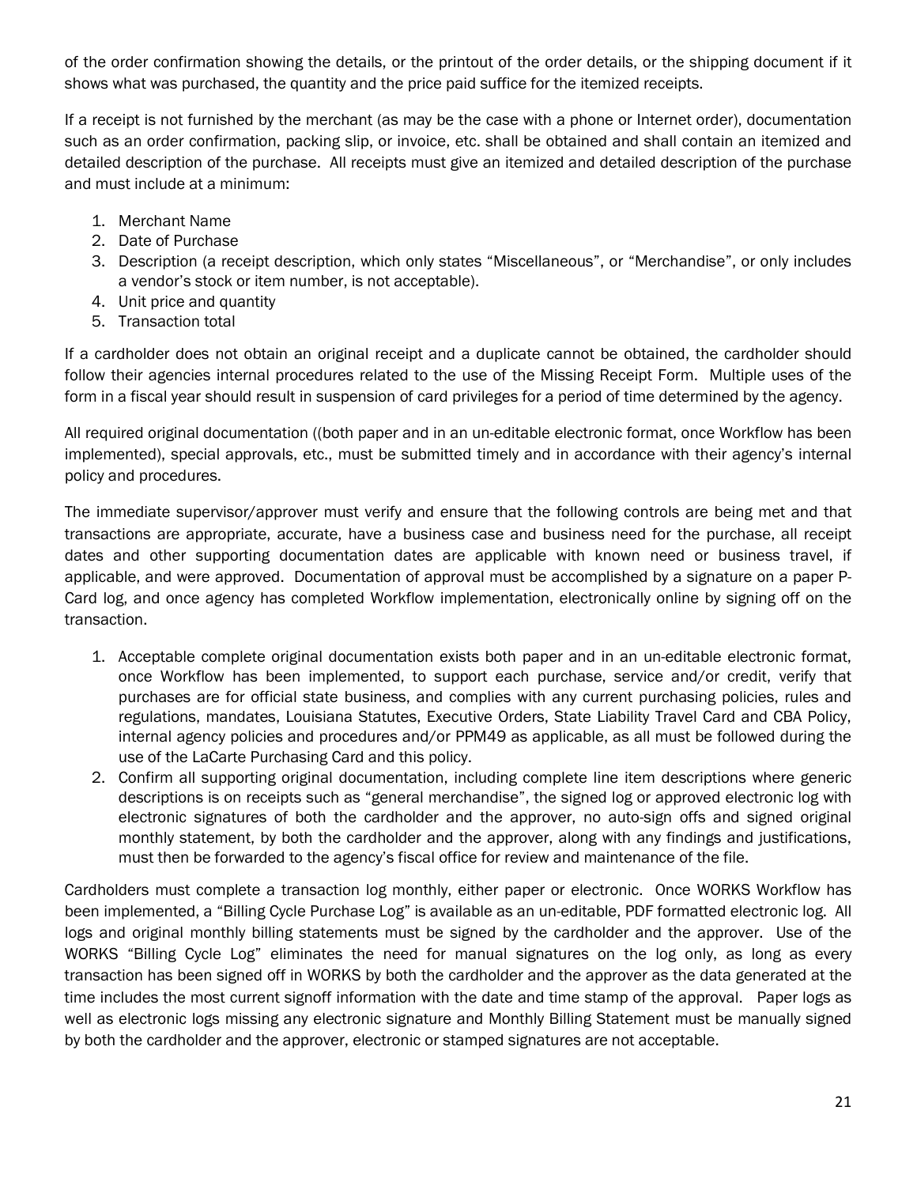of the order confirmation showing the details, or the printout of the order details, or the shipping document if it shows what was purchased, the quantity and the price paid suffice for the itemized receipts.

If a receipt is not furnished by the merchant (as may be the case with a phone or Internet order), documentation such as an order confirmation, packing slip, or invoice, etc. shall be obtained and shall contain an itemized and detailed description of the purchase. All receipts must give an itemized and detailed description of the purchase and must include at a minimum:

1. Merchant Name
2. Date of Purchase
3. Description (a receipt description, which only states "Miscellaneous", or "Merchandise", or only includes a vendor's stock or item number, is not acceptable).
4. Unit price and quantity
5. Transaction total

If a cardholder does not obtain an original receipt and a duplicate cannot be obtained, the cardholder should follow their agencies internal procedures related to the use of the Missing Receipt Form. Multiple uses of the form in a fiscal year should result in suspension of card privileges for a period of time determined by the agency.

All required original documentation ((both paper and in an un-editable electronic format, once Workflow has been implemented), special approvals, etc., must be submitted timely and in accordance with their agency's internal policy and procedures.

The immediate supervisor/approver must verify and ensure that the following controls are being met and that transactions are appropriate, accurate, have a business case and business need for the purchase, all receipt dates and other supporting documentation dates are applicable with known need or business travel, if applicable, and were approved. Documentation of approval must be accomplished by a signature on a paper P-Card log, and once agency has completed Workflow implementation, electronically online by signing off on the transaction.

1. Acceptable complete original documentation exists both paper and in an un-editable electronic format, once Workflow has been implemented, to support each purchase, service and/or credit, verify that purchases are for official state business, and complies with any current purchasing policies, rules and regulations, mandates, Louisiana Statutes, Executive Orders, State Liability Travel Card and CBA Policy, internal agency policies and procedures and/or PPM49 as applicable, as all must be followed during the use of the LaCarte Purchasing Card and this policy.
2. Confirm all supporting original documentation, including complete line item descriptions where generic descriptions is on receipts such as "general merchandise", the signed log or approved electronic log with electronic signatures of both the cardholder and the approver, no auto-sign offs and signed original monthly statement, by both the cardholder and the approver, along with any findings and justifications, must then be forwarded to the agency's fiscal office for review and maintenance of the file.

Cardholders must complete a transaction log monthly, either paper or electronic. Once WORKS Workflow has been implemented, a "Billing Cycle Purchase Log" is available as an un-editable, PDF formatted electronic log. All logs and original monthly billing statements must be signed by the cardholder and the approver. Use of the WORKS "Billing Cycle Log" eliminates the need for manual signatures on the log only, as long as every transaction has been signed off in WORKS by both the cardholder and the approver as the data generated at the time includes the most current signoff information with the date and time stamp of the approval. Paper logs as well as electronic logs missing any electronic signature and Monthly Billing Statement must be manually signed by both the cardholder and the approver, electronic or stamped signatures are not acceptable.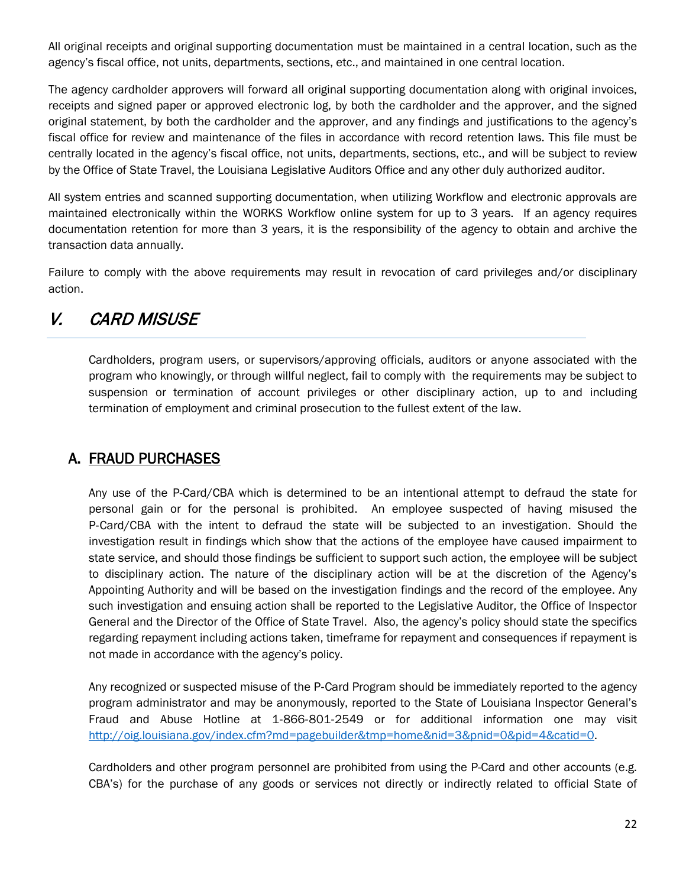All original receipts and original supporting documentation must be maintained in a central location, such as the agency's fiscal office, not units, departments, sections, etc., and maintained in one central location.

The agency cardholder approvers will forward all original supporting documentation along with original invoices, receipts and signed paper or approved electronic log, by both the cardholder and the approver, and the signed original statement, by both the cardholder and the approver, and any findings and justifications to the agency's fiscal office for review and maintenance of the files in accordance with record retention laws. This file must be centrally located in the agency's fiscal office, not units, departments, sections, etc., and will be subject to review by the Office of State Travel, the Louisiana Legislative Auditors Office and any other duly authorized auditor.

All system entries and scanned supporting documentation, when utilizing Workflow and electronic approvals are maintained electronically within the WORKS Workflow online system for up to 3 years. If an agency requires documentation retention for more than 3 years, it is the responsibility of the agency to obtain and archive the transaction data annually.

Failure to comply with the above requirements may result in revocation of card privileges and/or disciplinary action.

# *V. CARD MISUSE*

Cardholders, program users, or supervisors/approving officials, auditors or anyone associated with the program who knowingly, or through willful neglect, fail to comply with the requirements may be subject to suspension or termination of account privileges or other disciplinary action, up to and including termination of employment and criminal prosecution to the fullest extent of the law.

## A. FRAUD PURCHASES

Any use of the P-Card/CBA which is determined to be an intentional attempt to defraud the state for personal gain or for the personal is prohibited. An employee suspected of having misused the P-Card/CBA with the intent to defraud the state will be subjected to an investigation. Should the investigation result in findings which show that the actions of the employee have caused impairment to state service, and should those findings be sufficient to support such action, the employee will be subject to disciplinary action. The nature of the disciplinary action will be at the discretion of the Agency's Appointing Authority and will be based on the investigation findings and the record of the employee. Any such investigation and ensuing action shall be reported to the Legislative Auditor, the Office of Inspector General and the Director of the Office of State Travel. Also, the agency's policy should state the specifics regarding repayment including actions taken, timeframe for repayment and consequences if repayment is not made in accordance with the agency's policy.

Any recognized or suspected misuse of the P-Card Program should be immediately reported to the agency program administrator and may be anonymously, reported to the State of Louisiana Inspector General's Fraud and Abuse Hotline at 1-866-801-2549 or for additional information one may visit http://oig.louisiana.gov/index.cfm?md=pagebuilder&tmp=home&nid=3&pnid=0&pid=4&catid=0.

Cardholders and other program personnel are prohibited from using the P-Card and other accounts (e.g. CBA's) for the purchase of any goods or services not directly or indirectly related to official State of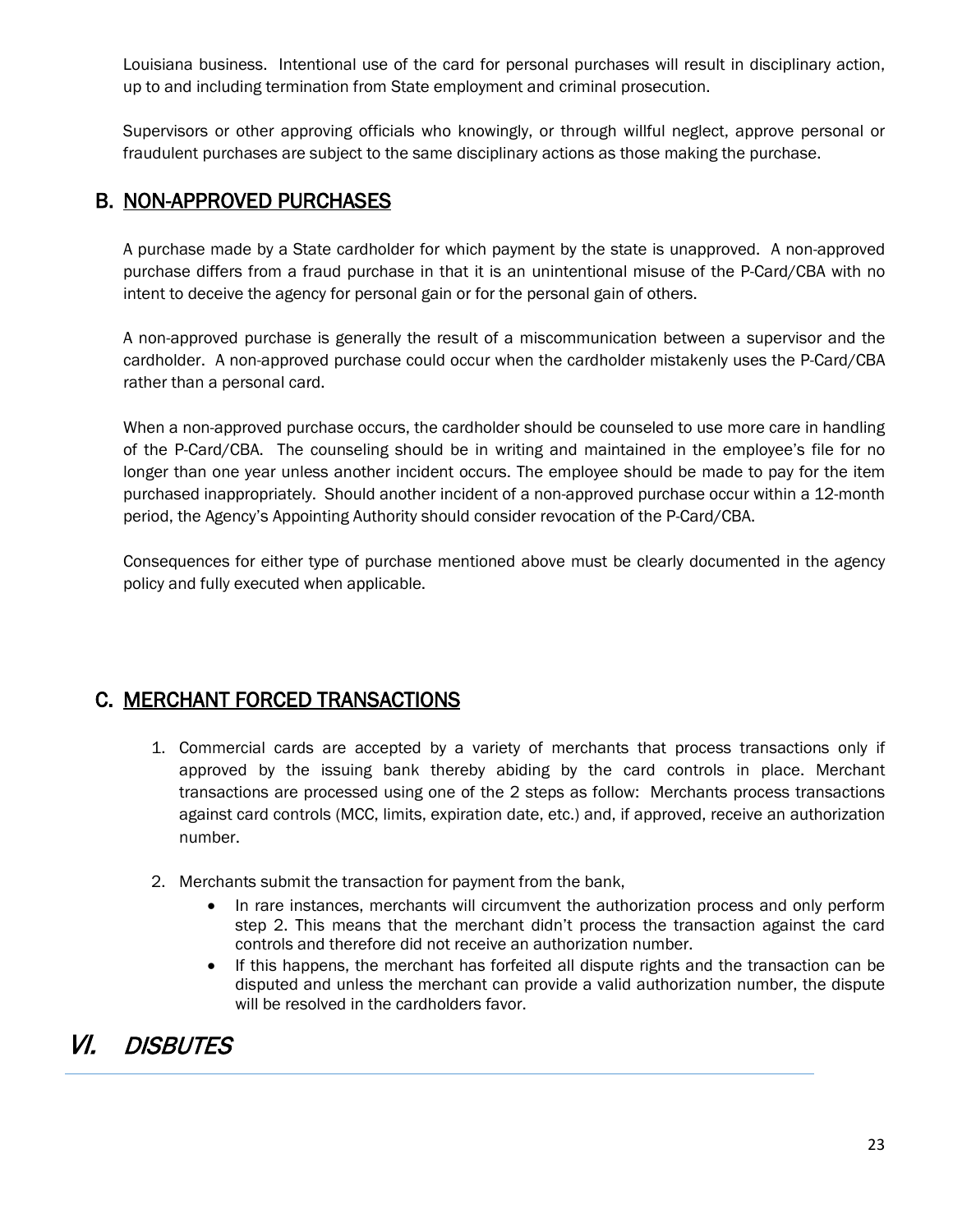Louisiana business. Intentional use of the card for personal purchases will result in disciplinary action, up to and including termination from State employment and criminal prosecution.

Supervisors or other approving officials who knowingly, or through willful neglect, approve personal or fraudulent purchases are subject to the same disciplinary actions as those making the purchase.

## B. NON-APPROVED PURCHASES

A purchase made by a State cardholder for which payment by the state is unapproved. A non-approved purchase differs from a fraud purchase in that it is an unintentional misuse of the P-Card/CBA with no intent to deceive the agency for personal gain or for the personal gain of others.

A non-approved purchase is generally the result of a miscommunication between a supervisor and the cardholder. A non-approved purchase could occur when the cardholder mistakenly uses the P-Card/CBA rather than a personal card.

When a non-approved purchase occurs, the cardholder should be counseled to use more care in handling of the P-Card/CBA. The counseling should be in writing and maintained in the employee's file for no longer than one year unless another incident occurs. The employee should be made to pay for the item purchased inappropriately. Should another incident of a non-approved purchase occur within a 12-month period, the Agency's Appointing Authority should consider revocation of the P-Card/CBA.

Consequences for either type of purchase mentioned above must be clearly documented in the agency policy and fully executed when applicable.

## C. MERCHANT FORCED TRANSACTIONS

1. Commercial cards are accepted by a variety of merchants that process transactions only if approved by the issuing bank thereby abiding by the card controls in place. Merchant transactions are processed using one of the 2 steps as follow: Merchants process transactions against card controls (MCC, limits, expiration date, etc.) and, if approved, receive an authorization number.

2. Merchants submit the transaction for payment from the bank,
   - In rare instances, merchants will circumvent the authorization process and only perform step 2. This means that the merchant didn't process the transaction against the card controls and therefore did not receive an authorization number.
   - If this happens, the merchant has forfeited all dispute rights and the transaction can be disputed and unless the merchant can provide a valid authorization number, the dispute will be resolved in the cardholders favor.

# *VI. DISBUTES*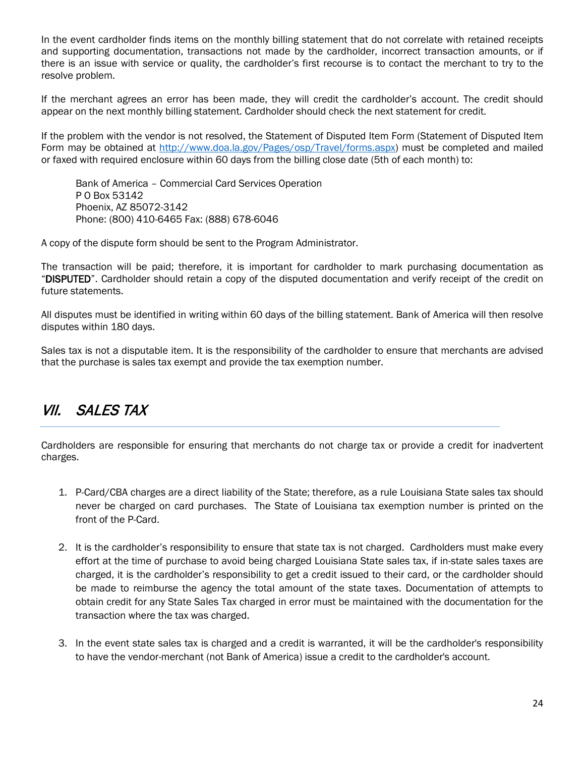In the event cardholder finds items on the monthly billing statement that do not correlate with retained receipts and supporting documentation, transactions not made by the cardholder, incorrect transaction amounts, or if there is an issue with service or quality, the cardholder's first recourse is to contact the merchant to try to the resolve problem.

If the merchant agrees an error has been made, they will credit the cardholder's account. The credit should appear on the next monthly billing statement. Cardholder should check the next statement for credit.

If the problem with the vendor is not resolved, the Statement of Disputed Item Form (Statement of Disputed Item Form may be obtained at [http://www.doa.la.gov/Pages/osp/Travel/forms.aspx](http://www.doa.la.gov/Pages/osp/Travel/forms.aspx)) must be completed and mailed or faxed with required enclosure within 60 days from the billing close date (5th of each month) to:

> Bank of America – Commercial Card Services Operation
> P O Box 53142
> Phoenix, AZ 85072-3142
> Phone: (800) 410-6465 Fax: (888) 678-6046

A copy of the dispute form should be sent to the Program Administrator.

The transaction will be paid; therefore, it is important for cardholder to mark purchasing documentation as "**DISPUTED**". Cardholder should retain a copy of the disputed documentation and verify receipt of the credit on future statements.

All disputes must be identified in writing within 60 days of the billing statement. Bank of America will then resolve disputes within 180 days.

Sales tax is not a disputable item. It is the responsibility of the cardholder to ensure that merchants are advised that the purchase is sales tax exempt and provide the tax exemption number.

## *VII. SALES TAX*

Cardholders are responsible for ensuring that merchants do not charge tax or provide a credit for inadvertent charges.

1. P-Card/CBA charges are a direct liability of the State; therefore, as a rule Louisiana State sales tax should never be charged on card purchases. The State of Louisiana tax exemption number is printed on the front of the P-Card.

2. It is the cardholder's responsibility to ensure that state tax is not charged. Cardholders must make every effort at the time of purchase to avoid being charged Louisiana State sales tax, if in-state sales taxes are charged, it is the cardholder's responsibility to get a credit issued to their card, or the cardholder should be made to reimburse the agency the total amount of the state taxes. Documentation of attempts to obtain credit for any State Sales Tax charged in error must be maintained with the documentation for the transaction where the tax was charged.

3. In the event state sales tax is charged and a credit is warranted, it will be the cardholder's responsibility to have the vendor-merchant (not Bank of America) issue a credit to the cardholder's account.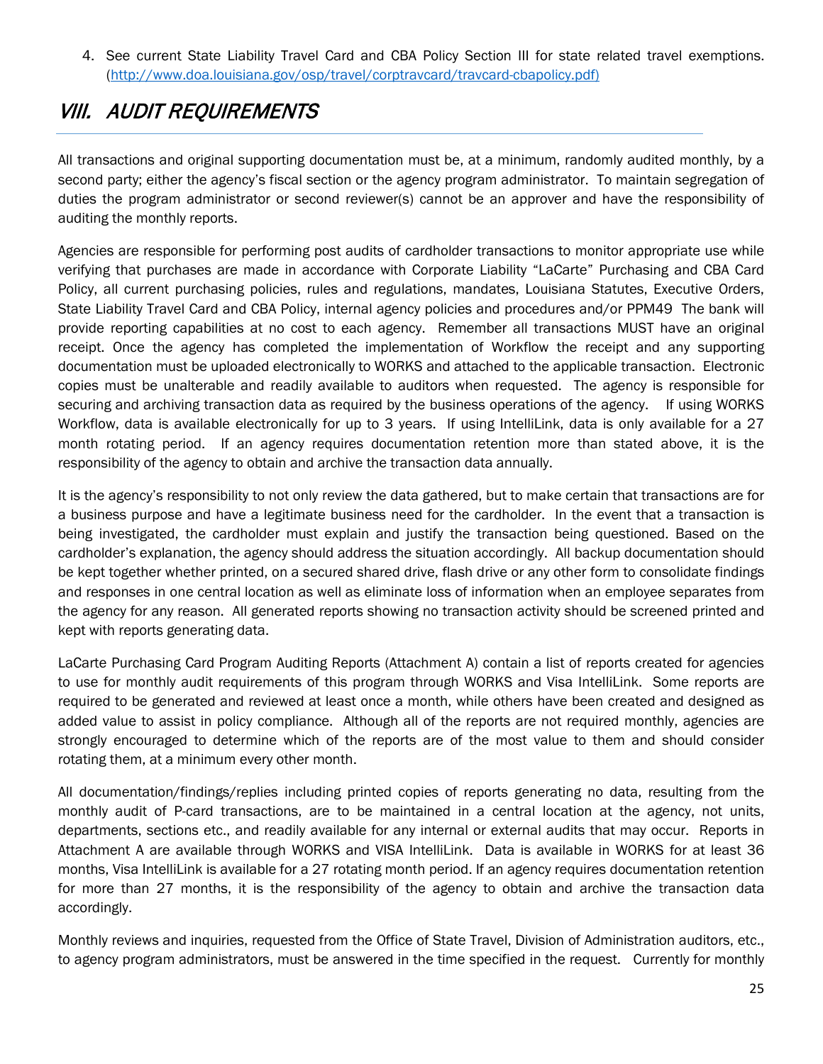4. See current State Liability Travel Card and CBA Policy Section III for state related travel exemptions. (http://www.doa.louisiana.gov/osp/travel/corptravcard/travcard-cbapolicy.pdf)

# *VIII. AUDIT REQUIREMENTS*

All transactions and original supporting documentation must be, at a minimum, randomly audited monthly, by a second party; either the agency's fiscal section or the agency program administrator. To maintain segregation of duties the program administrator or second reviewer(s) cannot be an approver and have the responsibility of auditing the monthly reports.

Agencies are responsible for performing post audits of cardholder transactions to monitor appropriate use while verifying that purchases are made in accordance with Corporate Liability "LaCarte" Purchasing and CBA Card Policy, all current purchasing policies, rules and regulations, mandates, Louisiana Statutes, Executive Orders, State Liability Travel Card and CBA Policy, internal agency policies and procedures and/or PPM49 The bank will provide reporting capabilities at no cost to each agency. Remember all transactions MUST have an original receipt. Once the agency has completed the implementation of Workflow the receipt and any supporting documentation must be uploaded electronically to WORKS and attached to the applicable transaction. Electronic copies must be unalterable and readily available to auditors when requested. The agency is responsible for securing and archiving transaction data as required by the business operations of the agency. If using WORKS Workflow, data is available electronically for up to 3 years. If using IntelliLink, data is only available for a 27 month rotating period. If an agency requires documentation retention more than stated above, it is the responsibility of the agency to obtain and archive the transaction data annually.

It is the agency's responsibility to not only review the data gathered, but to make certain that transactions are for a business purpose and have a legitimate business need for the cardholder. In the event that a transaction is being investigated, the cardholder must explain and justify the transaction being questioned. Based on the cardholder's explanation, the agency should address the situation accordingly. All backup documentation should be kept together whether printed, on a secured shared drive, flash drive or any other form to consolidate findings and responses in one central location as well as eliminate loss of information when an employee separates from the agency for any reason. All generated reports showing no transaction activity should be screened printed and kept with reports generating data.

LaCarte Purchasing Card Program Auditing Reports (Attachment A) contain a list of reports created for agencies to use for monthly audit requirements of this program through WORKS and Visa IntelliLink. Some reports are required to be generated and reviewed at least once a month, while others have been created and designed as added value to assist in policy compliance. Although all of the reports are not required monthly, agencies are strongly encouraged to determine which of the reports are of the most value to them and should consider rotating them, at a minimum every other month.

All documentation/findings/replies including printed copies of reports generating no data, resulting from the monthly audit of P-card transactions, are to be maintained in a central location at the agency, not units, departments, sections etc., and readily available for any internal or external audits that may occur. Reports in Attachment A are available through WORKS and VISA IntelliLink. Data is available in WORKS for at least 36 months, Visa IntelliLink is available for a 27 rotating month period. If an agency requires documentation retention for more than 27 months, it is the responsibility of the agency to obtain and archive the transaction data accordingly.

Monthly reviews and inquiries, requested from the Office of State Travel, Division of Administration auditors, etc., to agency program administrators, must be answered in the time specified in the request. Currently for monthly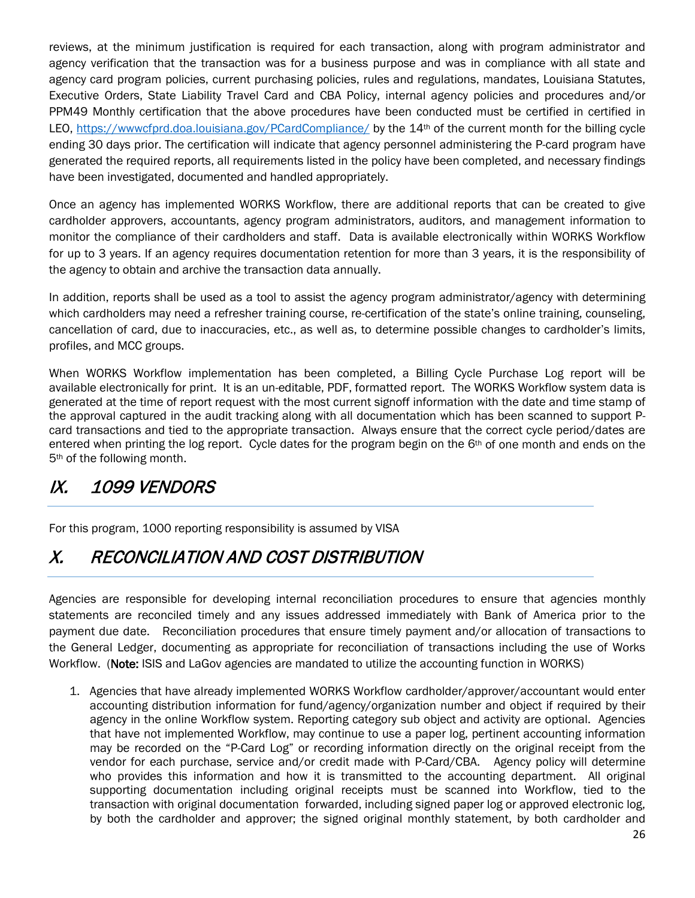reviews, at the minimum justification is required for each transaction, along with program administrator and agency verification that the transaction was for a business purpose and was in compliance with all state and agency card program policies, current purchasing policies, rules and regulations, mandates, Louisiana Statutes, Executive Orders, State Liability Travel Card and CBA Policy, internal agency policies and procedures and/or PPM49 Monthly certification that the above procedures have been conducted must be certified in certified in LEO, https://wwwcfprd.doa.louisiana.gov/PCardCompliance/ by the 14th of the current month for the billing cycle ending 30 days prior. The certification will indicate that agency personnel administering the P-card program have generated the required reports, all requirements listed in the policy have been completed, and necessary findings have been investigated, documented and handled appropriately.

Once an agency has implemented WORKS Workflow, there are additional reports that can be created to give cardholder approvers, accountants, agency program administrators, auditors, and management information to monitor the compliance of their cardholders and staff. Data is available electronically within WORKS Workflow for up to 3 years. If an agency requires documentation retention for more than 3 years, it is the responsibility of the agency to obtain and archive the transaction data annually.

In addition, reports shall be used as a tool to assist the agency program administrator/agency with determining which cardholders may need a refresher training course, re-certification of the state's online training, counseling, cancellation of card, due to inaccuracies, etc., as well as, to determine possible changes to cardholder's limits, profiles, and MCC groups.

When WORKS Workflow implementation has been completed, a Billing Cycle Purchase Log report will be available electronically for print. It is an un-editable, PDF, formatted report. The WORKS Workflow system data is generated at the time of report request with the most current signoff information with the date and time stamp of the approval captured in the audit tracking along with all documentation which has been scanned to support P-card transactions and tied to the appropriate transaction. Always ensure that the correct cycle period/dates are entered when printing the log report. Cycle dates for the program begin on the 6th of one month and ends on the 5th of the following month.

# *IX. 1099 VENDORS*

For this program, 1000 reporting responsibility is assumed by VISA

# *X. RECONCILIATION AND COST DISTRIBUTION*

Agencies are responsible for developing internal reconciliation procedures to ensure that agencies monthly statements are reconciled timely and any issues addressed immediately with Bank of America prior to the payment due date. Reconciliation procedures that ensure timely payment and/or allocation of transactions to the General Ledger, documenting as appropriate for reconciliation of transactions including the use of Works Workflow. (**Note:** ISIS and LaGov agencies are mandated to utilize the accounting function in WORKS)

1. Agencies that have already implemented WORKS Workflow cardholder/approver/accountant would enter accounting distribution information for fund/agency/organization number and object if required by their agency in the online Workflow system. Reporting category sub object and activity are optional. Agencies that have not implemented Workflow, may continue to use a paper log, pertinent accounting information may be recorded on the "P-Card Log" or recording information directly on the original receipt from the vendor for each purchase, service and/or credit made with P-Card/CBA. Agency policy will determine who provides this information and how it is transmitted to the accounting department. All original supporting documentation including original receipts must be scanned into Workflow, tied to the transaction with original documentation forwarded, including signed paper log or approved electronic log, by both the cardholder and approver; the signed original monthly statement, by both cardholder and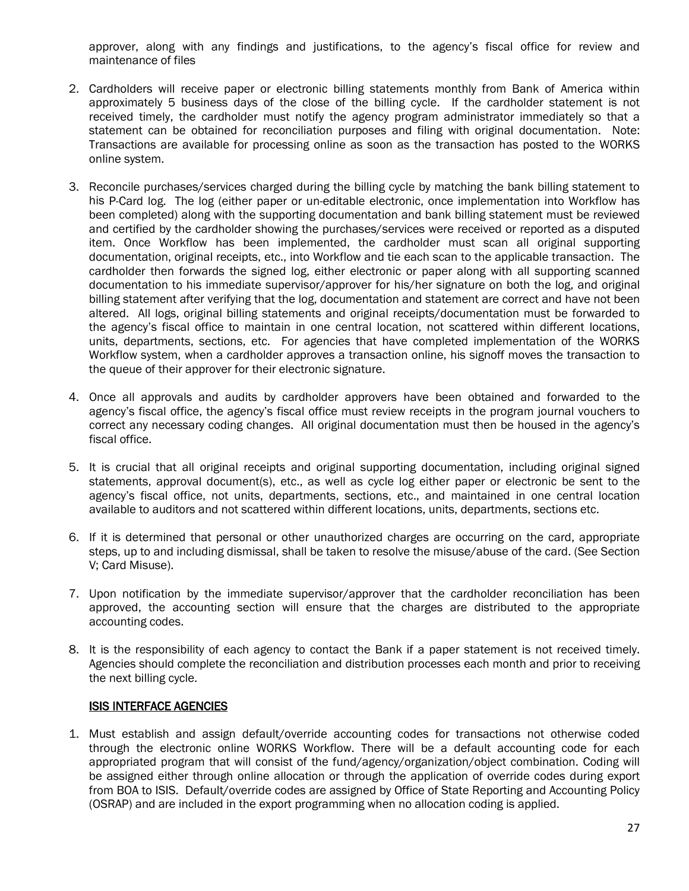approver, along with any findings and justifications, to the agency's fiscal office for review and maintenance of files

2. Cardholders will receive paper or electronic billing statements monthly from Bank of America within approximately 5 business days of the close of the billing cycle. If the cardholder statement is not received timely, the cardholder must notify the agency program administrator immediately so that a statement can be obtained for reconciliation purposes and filing with original documentation. Note: Transactions are available for processing online as soon as the transaction has posted to the WORKS online system.

3. Reconcile purchases/services charged during the billing cycle by matching the bank billing statement to his P-Card log. The log (either paper or un-editable electronic, once implementation into Workflow has been completed) along with the supporting documentation and bank billing statement must be reviewed and certified by the cardholder showing the purchases/services were received or reported as a disputed item. Once Workflow has been implemented, the cardholder must scan all original supporting documentation, original receipts, etc., into Workflow and tie each scan to the applicable transaction. The cardholder then forwards the signed log, either electronic or paper along with all supporting scanned documentation to his immediate supervisor/approver for his/her signature on both the log, and original billing statement after verifying that the log, documentation and statement are correct and have not been altered. All logs, original billing statements and original receipts/documentation must be forwarded to the agency's fiscal office to maintain in one central location, not scattered within different locations, units, departments, sections, etc. For agencies that have completed implementation of the WORKS Workflow system, when a cardholder approves a transaction online, his signoff moves the transaction to the queue of their approver for their electronic signature.

4. Once all approvals and audits by cardholder approvers have been obtained and forwarded to the agency's fiscal office, the agency's fiscal office must review receipts in the program journal vouchers to correct any necessary coding changes. All original documentation must then be housed in the agency's fiscal office.

5. It is crucial that all original receipts and original supporting documentation, including original signed statements, approval document(s), etc., as well as cycle log either paper or electronic be sent to the agency's fiscal office, not units, departments, sections, etc., and maintained in one central location available to auditors and not scattered within different locations, units, departments, sections etc.

6. If it is determined that personal or other unauthorized charges are occurring on the card, appropriate steps, up to and including dismissal, shall be taken to resolve the misuse/abuse of the card. (See Section V; Card Misuse).

7. Upon notification by the immediate supervisor/approver that the cardholder reconciliation has been approved, the accounting section will ensure that the charges are distributed to the appropriate accounting codes.

8. It is the responsibility of each agency to contact the Bank if a paper statement is not received timely. Agencies should complete the reconciliation and distribution processes each month and prior to receiving the next billing cycle.

## ISIS INTERFACE AGENCIES

1. Must establish and assign default/override accounting codes for transactions not otherwise coded through the electronic online WORKS Workflow. There will be a default accounting code for each appropriated program that will consist of the fund/agency/organization/object combination. Coding will be assigned either through online allocation or through the application of override codes during export from BOA to ISIS. Default/override codes are assigned by Office of State Reporting and Accounting Policy (OSRAP) and are included in the export programming when no allocation coding is applied.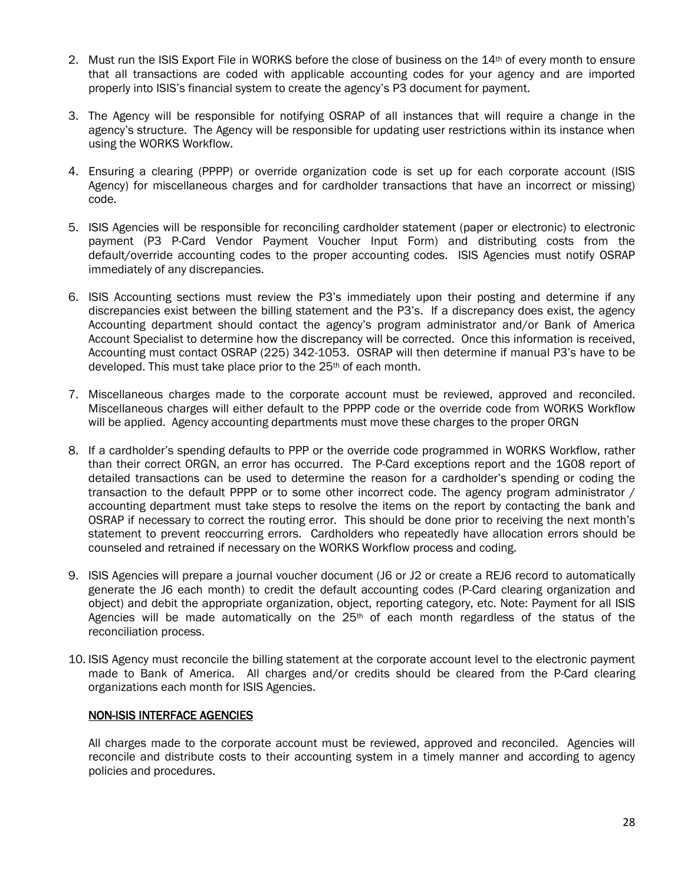2. Must run the ISIS Export File in WORKS before the close of business on the 14th of every month to ensure that all transactions are coded with applicable accounting codes for your agency and are imported properly into ISIS's financial system to create the agency's P3 document for payment.

3. The Agency will be responsible for notifying OSRAP of all instances that will require a change in the agency's structure. The Agency will be responsible for updating user restrictions within its instance when using the WORKS Workflow.

4. Ensuring a clearing (PPPP) or override organization code is set up for each corporate account (ISIS Agency) for miscellaneous charges and for cardholder transactions that have an incorrect or missing) code.

5. ISIS Agencies will be responsible for reconciling cardholder statement (paper or electronic) to electronic payment (P3 P-Card Vendor Payment Voucher Input Form) and distributing costs from the default/override accounting codes to the proper accounting codes. ISIS Agencies must notify OSRAP immediately of any discrepancies.

6. ISIS Accounting sections must review the P3's immediately upon their posting and determine if any discrepancies exist between the billing statement and the P3's. If a discrepancy does exist, the agency Accounting department should contact the agency's program administrator and/or Bank of America Account Specialist to determine how the discrepancy will be corrected. Once this information is received, Accounting must contact OSRAP (225) 342-1053. OSRAP will then determine if manual P3's have to be developed. This must take place prior to the 25th of each month.

7. Miscellaneous charges made to the corporate account must be reviewed, approved and reconciled. Miscellaneous charges will either default to the PPPP code or the override code from WORKS Workflow will be applied. Agency accounting departments must move these charges to the proper ORGN

8. If a cardholder's spending defaults to PPP or the override code programmed in WORKS Workflow, rather than their correct ORGN, an error has occurred. The P-Card exceptions report and the 1G08 report of detailed transactions can be used to determine the reason for a cardholder's spending or coding the transaction to the default PPPP or to some other incorrect code. The agency program administrator / accounting department must take steps to resolve the items on the report by contacting the bank and OSRAP if necessary to correct the routing error. This should be done prior to receiving the next month's statement to prevent reoccurring errors. Cardholders who repeatedly have allocation errors should be counseled and retrained if necessary on the WORKS Workflow process and coding.

9. ISIS Agencies will prepare a journal voucher document (J6 or J2 or create a REJ6 record to automatically generate the J6 each month) to credit the default accounting codes (P-Card clearing organization and object) and debit the appropriate organization, object, reporting category, etc. Note: Payment for all ISIS Agencies will be made automatically on the 25th of each month regardless of the status of the reconciliation process.

10. ISIS Agency must reconcile the billing statement at the corporate account level to the electronic payment made to Bank of America. All charges and/or credits should be cleared from the P-Card clearing organizations each month for ISIS Agencies.

<u>NON-ISIS INTERFACE AGENCIES</u>

All charges made to the corporate account must be reviewed, approved and reconciled. Agencies will reconcile and distribute costs to their accounting system in a timely manner and according to agency policies and procedures.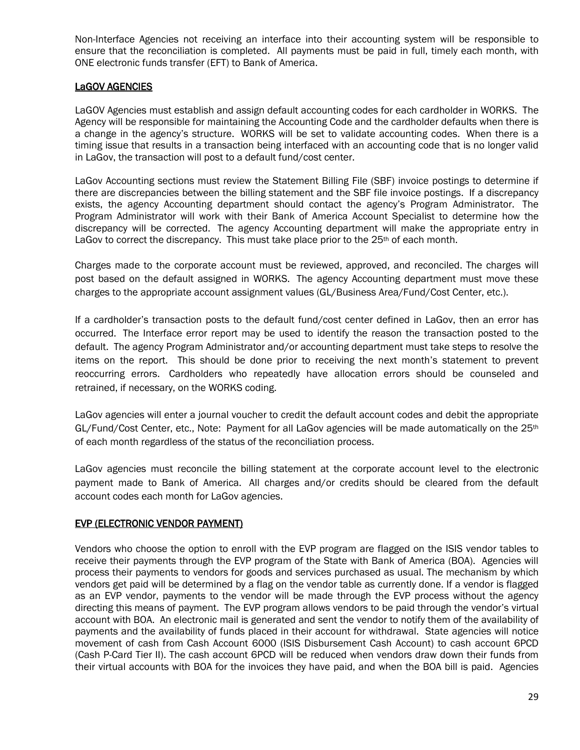Non-Interface Agencies not receiving an interface into their accounting system will be responsible to ensure that the reconciliation is completed. All payments must be paid in full, timely each month, with ONE electronic funds transfer (EFT) to Bank of America.

## LaGOV AGENCIES

LaGOV Agencies must establish and assign default accounting codes for each cardholder in WORKS. The Agency will be responsible for maintaining the Accounting Code and the cardholder defaults when there is a change in the agency's structure. WORKS will be set to validate accounting codes. When there is a timing issue that results in a transaction being interfaced with an accounting code that is no longer valid in LaGov, the transaction will post to a default fund/cost center.

LaGov Accounting sections must review the Statement Billing File (SBF) invoice postings to determine if there are discrepancies between the billing statement and the SBF file invoice postings. If a discrepancy exists, the agency Accounting department should contact the agency's Program Administrator. The Program Administrator will work with their Bank of America Account Specialist to determine how the discrepancy will be corrected. The agency Accounting department will make the appropriate entry in LaGov to correct the discrepancy. This must take place prior to the 25th of each month.

Charges made to the corporate account must be reviewed, approved, and reconciled. The charges will post based on the default assigned in WORKS. The agency Accounting department must move these charges to the appropriate account assignment values (GL/Business Area/Fund/Cost Center, etc.).

If a cardholder's transaction posts to the default fund/cost center defined in LaGov, then an error has occurred. The Interface error report may be used to identify the reason the transaction posted to the default. The agency Program Administrator and/or accounting department must take steps to resolve the items on the report. This should be done prior to receiving the next month's statement to prevent reoccurring errors. Cardholders who repeatedly have allocation errors should be counseled and retrained, if necessary, on the WORKS coding.

LaGov agencies will enter a journal voucher to credit the default account codes and debit the appropriate GL/Fund/Cost Center, etc., Note: Payment for all LaGov agencies will be made automatically on the 25th of each month regardless of the status of the reconciliation process.

LaGov agencies must reconcile the billing statement at the corporate account level to the electronic payment made to Bank of America. All charges and/or credits should be cleared from the default account codes each month for LaGov agencies.

## EVP (ELECTRONIC VENDOR PAYMENT)

Vendors who choose the option to enroll with the EVP program are flagged on the ISIS vendor tables to receive their payments through the EVP program of the State with Bank of America (BOA). Agencies will process their payments to vendors for goods and services purchased as usual. The mechanism by which vendors get paid will be determined by a flag on the vendor table as currently done. If a vendor is flagged as an EVP vendor, payments to the vendor will be made through the EVP process without the agency directing this means of payment. The EVP program allows vendors to be paid through the vendor's virtual account with BOA. An electronic mail is generated and sent the vendor to notify them of the availability of payments and the availability of funds placed in their account for withdrawal. State agencies will notice movement of cash from Cash Account 6000 (ISIS Disbursement Cash Account) to cash account 6PCD (Cash P-Card Tier II). The cash account 6PCD will be reduced when vendors draw down their funds from their virtual accounts with BOA for the invoices they have paid, and when the BOA bill is paid. Agencies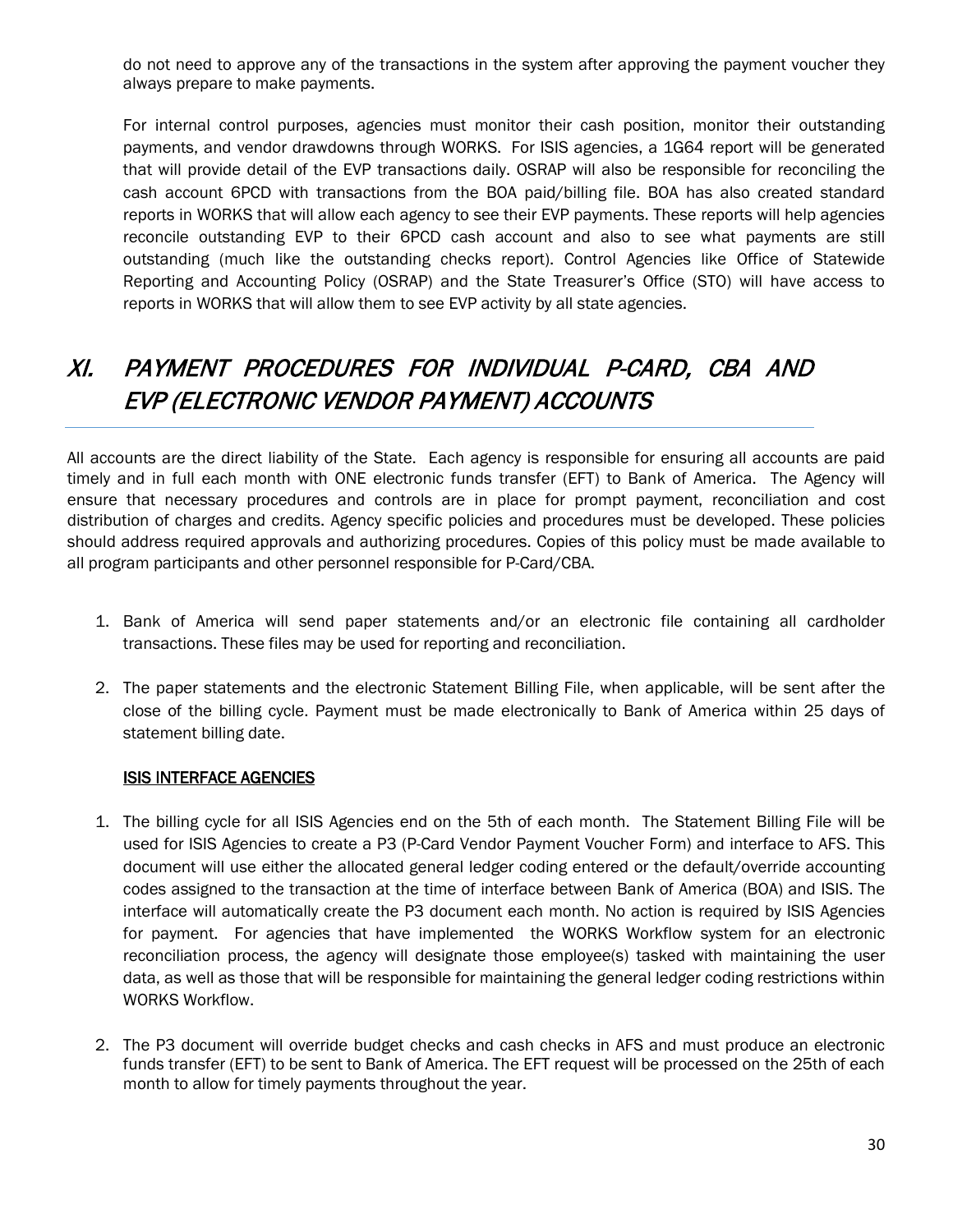do not need to approve any of the transactions in the system after approving the payment voucher they always prepare to make payments.

For internal control purposes, agencies must monitor their cash position, monitor their outstanding payments, and vendor drawdowns through WORKS. For ISIS agencies, a 1G64 report will be generated that will provide detail of the EVP transactions daily. OSRAP will also be responsible for reconciling the cash account 6PCD with transactions from the BOA paid/billing file. BOA has also created standard reports in WORKS that will allow each agency to see their EVP payments. These reports will help agencies reconcile outstanding EVP to their 6PCD cash account and also to see what payments are still outstanding (much like the outstanding checks report). Control Agencies like Office of Statewide Reporting and Accounting Policy (OSRAP) and the State Treasurer's Office (STO) will have access to reports in WORKS that will allow them to see EVP activity by all state agencies.

## *XI. PAYMENT PROCEDURES FOR INDIVIDUAL P-CARD, CBA AND EVP (ELECTRONIC VENDOR PAYMENT) ACCOUNTS*

All accounts are the direct liability of the State. Each agency is responsible for ensuring all accounts are paid timely and in full each month with ONE electronic funds transfer (EFT) to Bank of America. The Agency will ensure that necessary procedures and controls are in place for prompt payment, reconciliation and cost distribution of charges and credits. Agency specific policies and procedures must be developed. These policies should address required approvals and authorizing procedures. Copies of this policy must be made available to all program participants and other personnel responsible for P-Card/CBA.

1. Bank of America will send paper statements and/or an electronic file containing all cardholder transactions. These files may be used for reporting and reconciliation.

2. The paper statements and the electronic Statement Billing File, when applicable, will be sent after the close of the billing cycle. Payment must be made electronically to Bank of America within 25 days of statement billing date.

**ISIS INTERFACE AGENCIES**

1. The billing cycle for all ISIS Agencies end on the 5th of each month. The Statement Billing File will be used for ISIS Agencies to create a P3 (P-Card Vendor Payment Voucher Form) and interface to AFS. This document will use either the allocated general ledger coding entered or the default/override accounting codes assigned to the transaction at the time of interface between Bank of America (BOA) and ISIS. The interface will automatically create the P3 document each month. No action is required by ISIS Agencies for payment. For agencies that have implemented the WORKS Workflow system for an electronic reconciliation process, the agency will designate those employee(s) tasked with maintaining the user data, as well as those that will be responsible for maintaining the general ledger coding restrictions within WORKS Workflow.

2. The P3 document will override budget checks and cash checks in AFS and must produce an electronic funds transfer (EFT) to be sent to Bank of America. The EFT request will be processed on the 25th of each month to allow for timely payments throughout the year.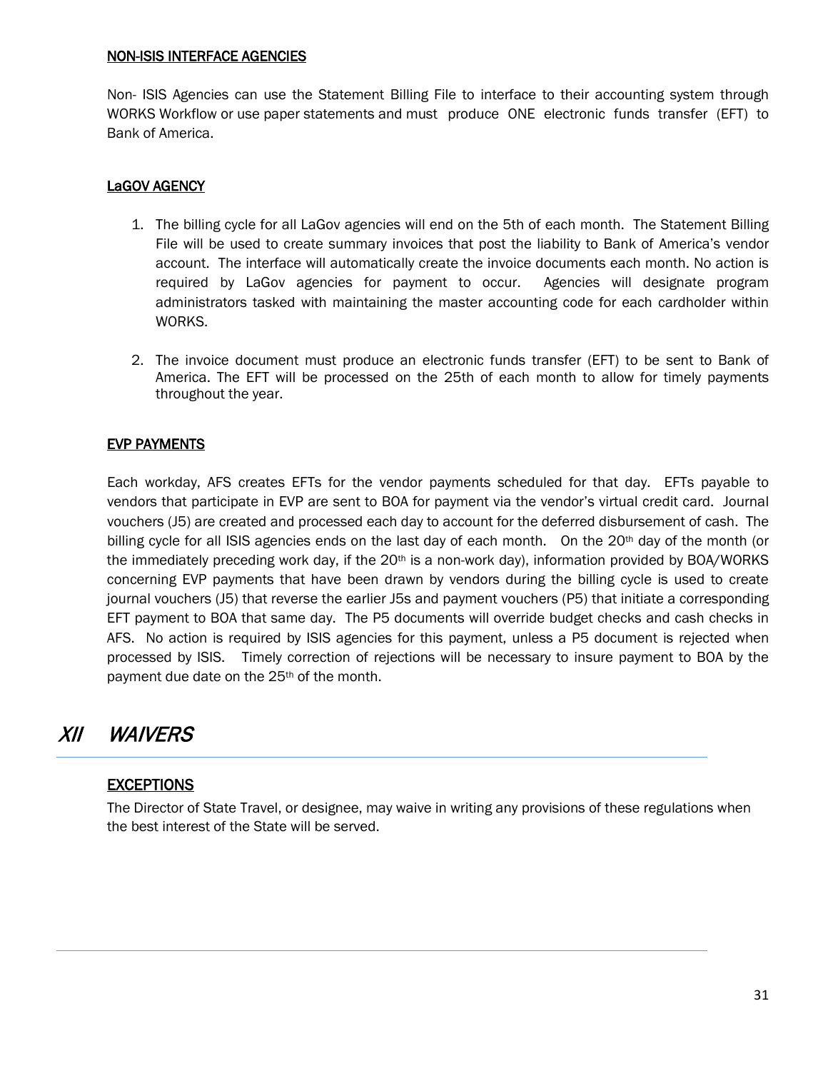#### NON-ISIS INTERFACE AGENCIES

Non- ISIS Agencies can use the Statement Billing File to interface to their accounting system through WORKS Workflow or use paper statements and must produce ONE electronic funds transfer (EFT) to Bank of America.

#### LaGOV AGENCY

1. The billing cycle for all LaGov agencies will end on the 5th of each month. The Statement Billing File will be used to create summary invoices that post the liability to Bank of America's vendor account. The interface will automatically create the invoice documents each month. No action is required by LaGov agencies for payment to occur. Agencies will designate program administrators tasked with maintaining the master accounting code for each cardholder within WORKS.

2. The invoice document must produce an electronic funds transfer (EFT) to be sent to Bank of America. The EFT will be processed on the 25th of each month to allow for timely payments throughout the year.

#### EVP PAYMENTS

Each workday, AFS creates EFTs for the vendor payments scheduled for that day. EFTs payable to vendors that participate in EVP are sent to BOA for payment via the vendor's virtual credit card. Journal vouchers (J5) are created and processed each day to account for the deferred disbursement of cash. The billing cycle for all ISIS agencies ends on the last day of each month. On the 20th day of the month (or the immediately preceding work day, if the 20th is a non-work day), information provided by BOA/WORKS concerning EVP payments that have been drawn by vendors during the billing cycle is used to create journal vouchers (J5) that reverse the earlier J5s and payment vouchers (P5) that initiate a corresponding EFT payment to BOA that same day. The P5 documents will override budget checks and cash checks in AFS. No action is required by ISIS agencies for this payment, unless a P5 document is rejected when processed by ISIS. Timely correction of rejections will be necessary to insure payment to BOA by the payment due date on the 25th of the month.

## *XII WAIVERS*

#### EXCEPTIONS

The Director of State Travel, or designee, may waive in writing any provisions of these regulations when the best interest of the State will be served.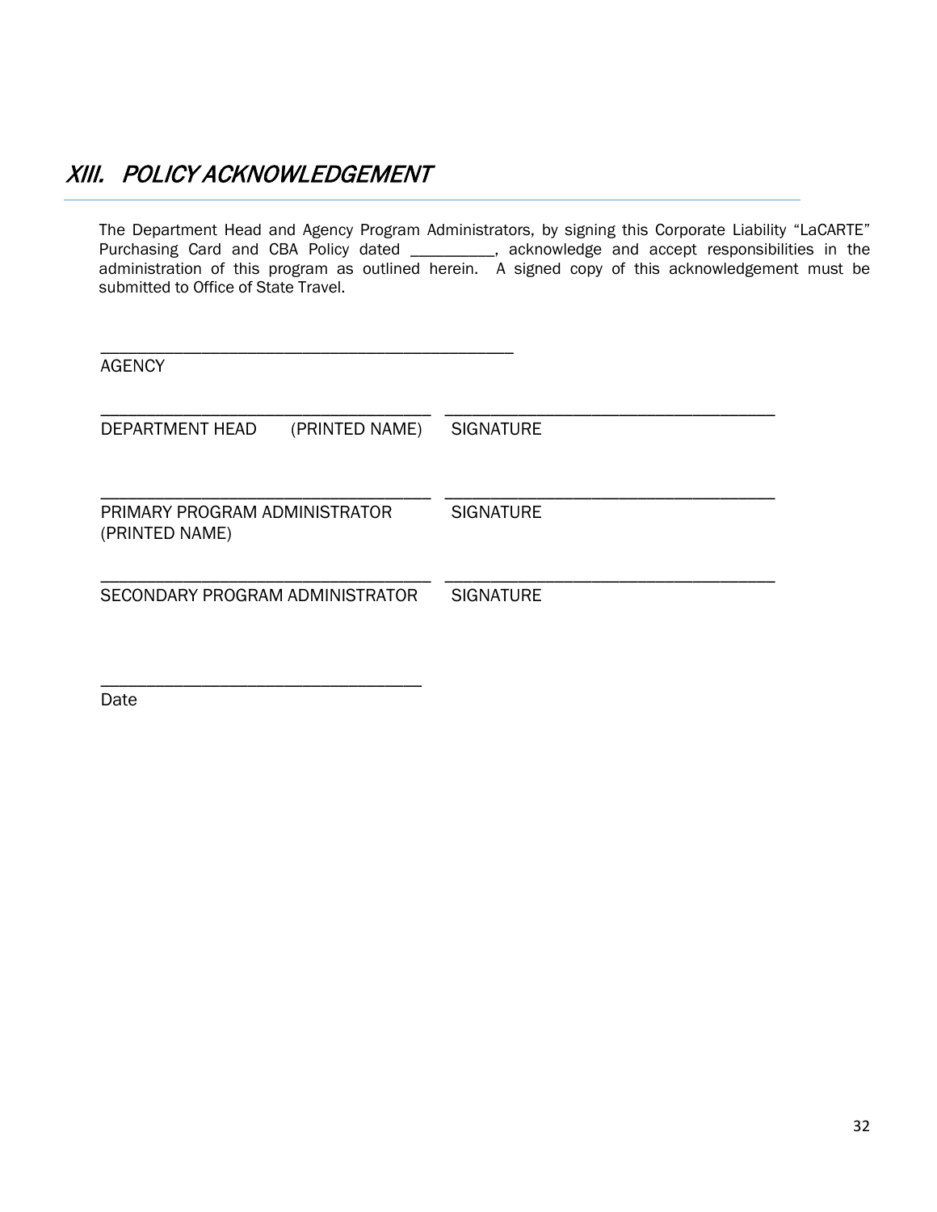## XIII. POLICY ACKNOWLEDGEMENT

The Department Head and Agency Program Administrators, by signing this Corporate Liability "LaCARTE" Purchasing Card and CBA Policy dated __________, acknowledge and accept responsibilities in the administration of this program as outlined herein. A signed copy of this acknowledgement must be submitted to Office of State Travel.

_______________________________________________
AGENCY

_____________________________________ _____________________________________
DEPARTMENT HEAD (PRINTED NAME) SIGNATURE

_____________________________________ _____________________________________
PRIMARY PROGRAM ADMINISTRATOR (PRINTED NAME) SIGNATURE

_____________________________________ _____________________________________
SECONDARY PROGRAM ADMINISTRATOR SIGNATURE

____________________________________
Date